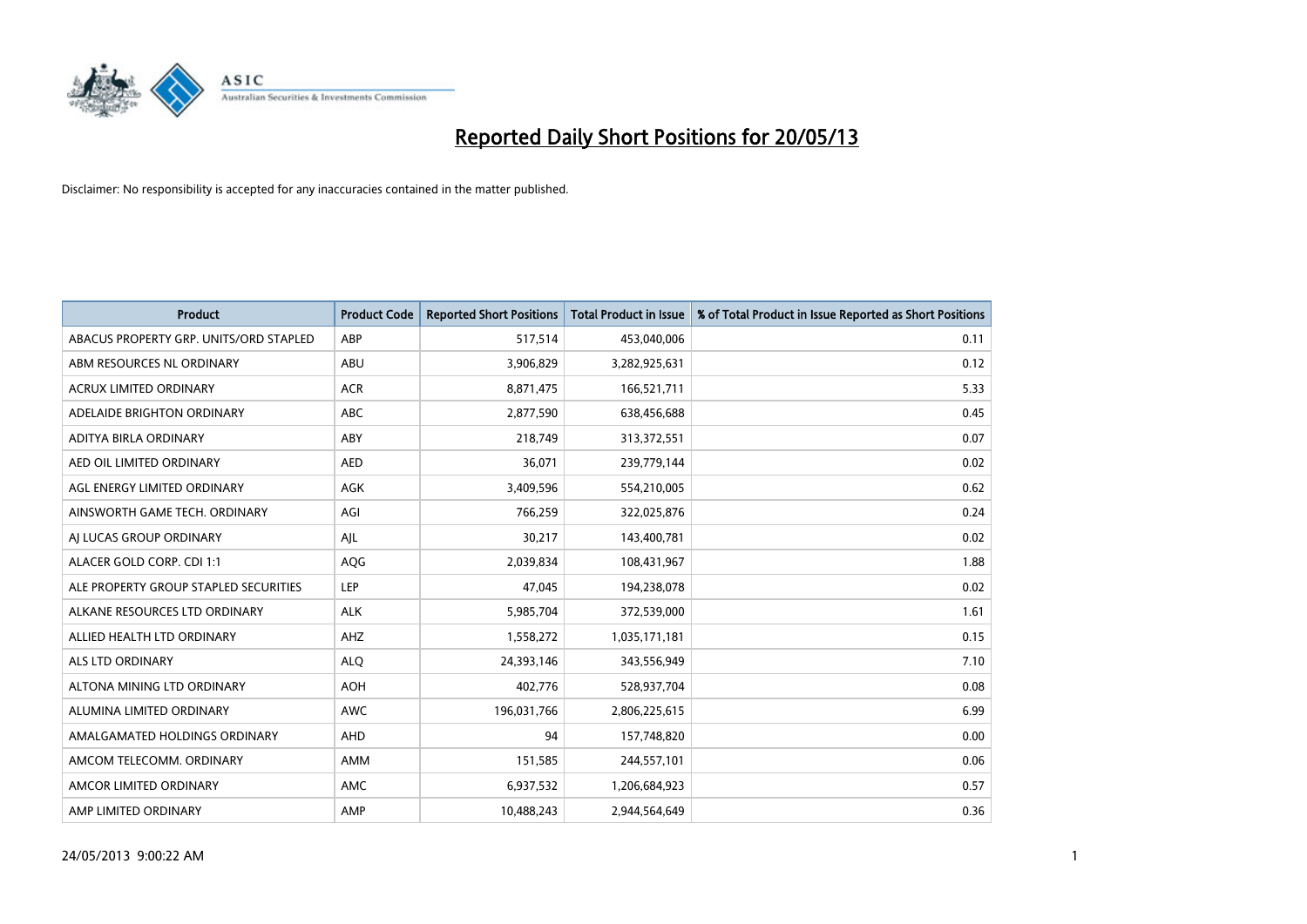# Reported Daily Short Positions for 20/05/13

Disclaimer: No responsibility is accepted for any inaccuracies contained in the matter published.

| Product | Product Code | Reported Short Positions | Total Product in Issue | % of Total Product in Issue Reported as Short Positions |
|---|---|---|---|---|
| ABACUS PROPERTY GRP. UNITS/ORD STAPLED | ABP | 517,514 | 453,040,006 | 0.11 |
| ABM RESOURCES NL ORDINARY | ABU | 3,906,829 | 3,282,925,631 | 0.12 |
| ACRUX LIMITED ORDINARY | ACR | 8,871,475 | 166,521,711 | 5.33 |
| ADELAIDE BRIGHTON ORDINARY | ABC | 2,877,590 | 638,456,688 | 0.45 |
| ADITYA BIRLA ORDINARY | ABY | 218,749 | 313,372,551 | 0.07 |
| AED OIL LIMITED ORDINARY | AED | 36,071 | 239,779,144 | 0.02 |
| AGL ENERGY LIMITED ORDINARY | AGK | 3,409,596 | 554,210,005 | 0.62 |
| AINSWORTH GAME TECH. ORDINARY | AGI | 766,259 | 322,025,876 | 0.24 |
| AJ LUCAS GROUP ORDINARY | AJL | 30,217 | 143,400,781 | 0.02 |
| ALACER GOLD CORP. CDI 1:1 | AQG | 2,039,834 | 108,431,967 | 1.88 |
| ALE PROPERTY GROUP STAPLED SECURITIES | LEP | 47,045 | 194,238,078 | 0.02 |
| ALKANE RESOURCES LTD ORDINARY | ALK | 5,985,704 | 372,539,000 | 1.61 |
| ALLIED HEALTH LTD ORDINARY | AHZ | 1,558,272 | 1,035,171,181 | 0.15 |
| ALS LTD ORDINARY | ALQ | 24,393,146 | 343,556,949 | 7.10 |
| ALTONA MINING LTD ORDINARY | AOH | 402,776 | 528,937,704 | 0.08 |
| ALUMINA LIMITED ORDINARY | AWC | 196,031,766 | 2,806,225,615 | 6.99 |
| AMALGAMATED HOLDINGS ORDINARY | AHD | 94 | 157,748,820 | 0.00 |
| AMCOM TELECOMM. ORDINARY | AMM | 151,585 | 244,557,101 | 0.06 |
| AMCOR LIMITED ORDINARY | AMC | 6,937,532 | 1,206,684,923 | 0.57 |
| AMP LIMITED ORDINARY | AMP | 10,488,243 | 2,944,564,649 | 0.36 |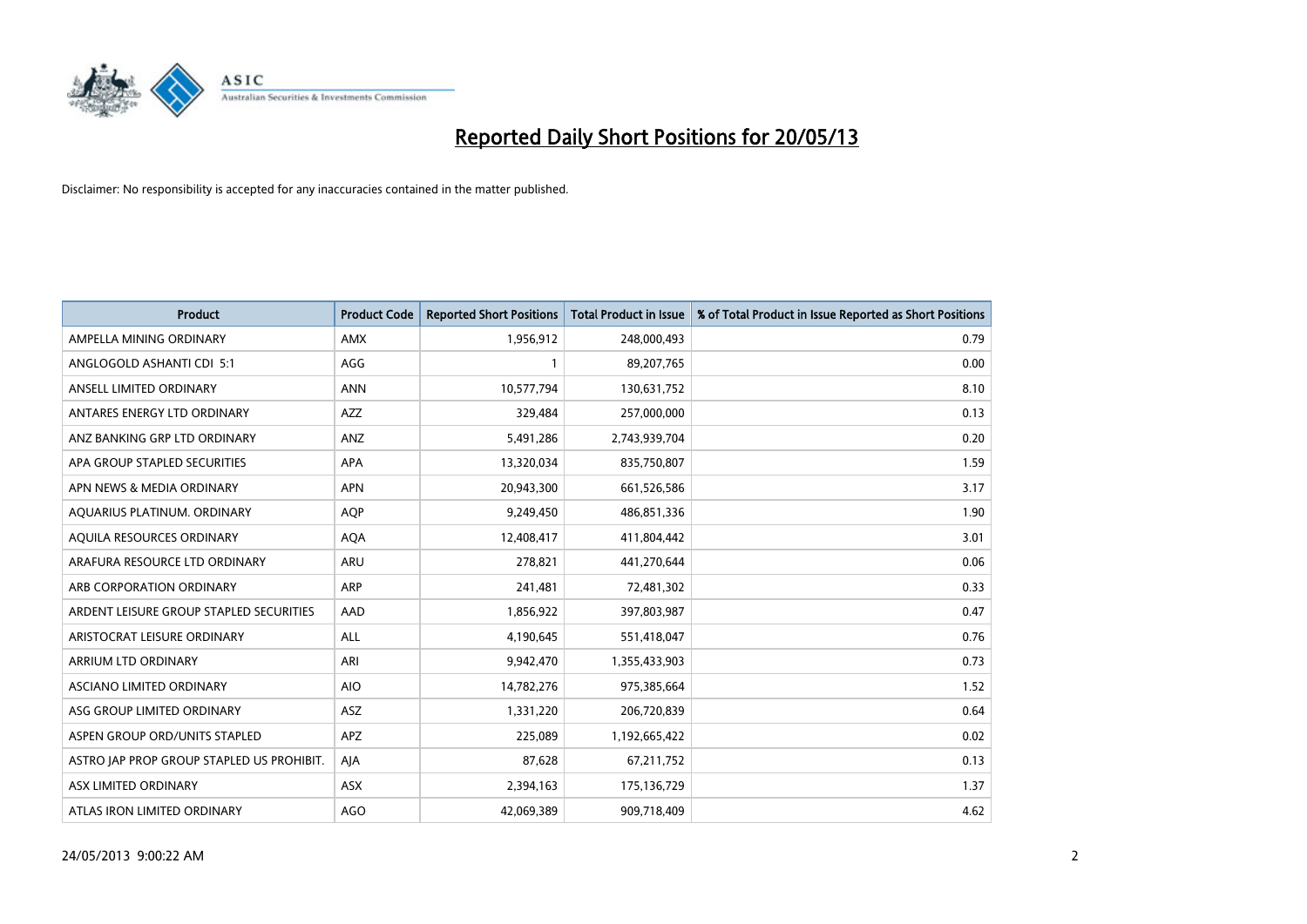# Reported Daily Short Positions for 20/05/13

Disclaimer: No responsibility is accepted for any inaccuracies contained in the matter published.

| Product | Product Code | Reported Short Positions | Total Product in Issue | % of Total Product in Issue Reported as Short Positions |
|---|---|---|---|---|
| AMPELLA MINING ORDINARY | AMX | 1,956,912 | 248,000,493 | 0.79 |
| ANGLOGOLD ASHANTI CDI 5:1 | AGG | 1 | 89,207,765 | 0.00 |
| ANSELL LIMITED ORDINARY | ANN | 10,577,794 | 130,631,752 | 8.10 |
| ANTARES ENERGY LTD ORDINARY | AZZ | 329,484 | 257,000,000 | 0.13 |
| ANZ BANKING GRP LTD ORDINARY | ANZ | 5,491,286 | 2,743,939,704 | 0.20 |
| APA GROUP STAPLED SECURITIES | APA | 13,320,034 | 835,750,807 | 1.59 |
| APN NEWS & MEDIA ORDINARY | APN | 20,943,300 | 661,526,586 | 3.17 |
| AQUARIUS PLATINUM. ORDINARY | AQP | 9,249,450 | 486,851,336 | 1.90 |
| AQUILA RESOURCES ORDINARY | AQA | 12,408,417 | 411,804,442 | 3.01 |
| ARAFURA RESOURCE LTD ORDINARY | ARU | 278,821 | 441,270,644 | 0.06 |
| ARB CORPORATION ORDINARY | ARP | 241,481 | 72,481,302 | 0.33 |
| ARDENT LEISURE GROUP STAPLED SECURITIES | AAD | 1,856,922 | 397,803,987 | 0.47 |
| ARISTOCRAT LEISURE ORDINARY | ALL | 4,190,645 | 551,418,047 | 0.76 |
| ARRIUM LTD ORDINARY | ARI | 9,942,470 | 1,355,433,903 | 0.73 |
| ASCIANO LIMITED ORDINARY | AIO | 14,782,276 | 975,385,664 | 1.52 |
| ASG GROUP LIMITED ORDINARY | ASZ | 1,331,220 | 206,720,839 | 0.64 |
| ASPEN GROUP ORD/UNITS STAPLED | APZ | 225,089 | 1,192,665,422 | 0.02 |
| ASTRO JAP PROP GROUP STAPLED US PROHIBIT. | AJA | 87,628 | 67,211,752 | 0.13 |
| ASX LIMITED ORDINARY | ASX | 2,394,163 | 175,136,729 | 1.37 |
| ATLAS IRON LIMITED ORDINARY | AGO | 42,069,389 | 909,718,409 | 4.62 |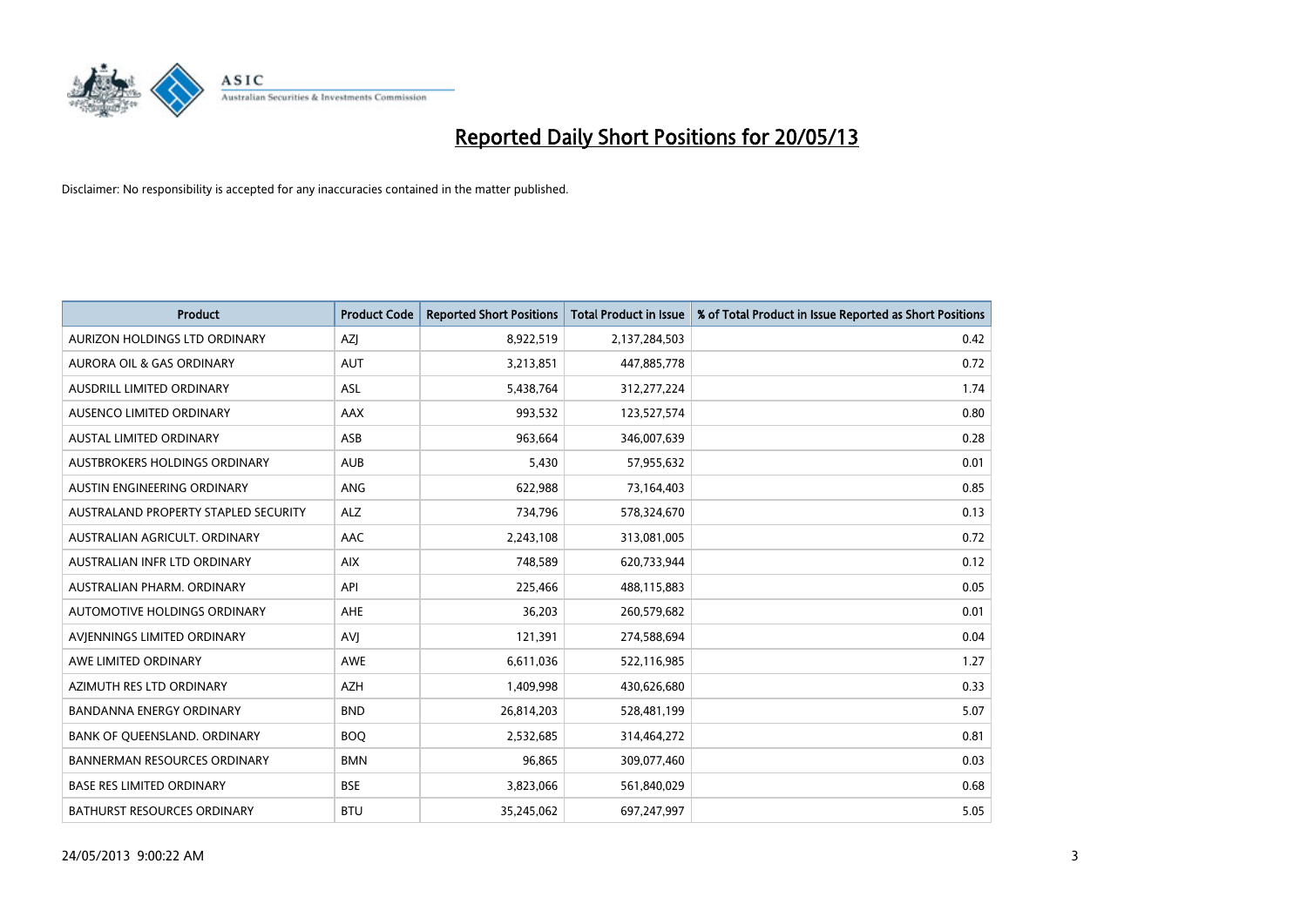# Reported Daily Short Positions for 20/05/13

Disclaimer: No responsibility is accepted for any inaccuracies contained in the matter published.

| Product | Product Code | Reported Short Positions | Total Product in Issue | % of Total Product in Issue Reported as Short Positions |
|---|---|---|---|---|
| AURIZON HOLDINGS LTD ORDINARY | AZJ | 8,922,519 | 2,137,284,503 | 0.42 |
| AURORA OIL & GAS ORDINARY | AUT | 3,213,851 | 447,885,778 | 0.72 |
| AUSDRILL LIMITED ORDINARY | ASL | 5,438,764 | 312,277,224 | 1.74 |
| AUSENCO LIMITED ORDINARY | AAX | 993,532 | 123,527,574 | 0.80 |
| AUSTAL LIMITED ORDINARY | ASB | 963,664 | 346,007,639 | 0.28 |
| AUSTBROKERS HOLDINGS ORDINARY | AUB | 5,430 | 57,955,632 | 0.01 |
| AUSTIN ENGINEERING ORDINARY | ANG | 622,988 | 73,164,403 | 0.85 |
| AUSTRALAND PROPERTY STAPLED SECURITY | ALZ | 734,796 | 578,324,670 | 0.13 |
| AUSTRALIAN AGRICULT. ORDINARY | AAC | 2,243,108 | 313,081,005 | 0.72 |
| AUSTRALIAN INFR LTD ORDINARY | AIX | 748,589 | 620,733,944 | 0.12 |
| AUSTRALIAN PHARM. ORDINARY | API | 225,466 | 488,115,883 | 0.05 |
| AUTOMOTIVE HOLDINGS ORDINARY | AHE | 36,203 | 260,579,682 | 0.01 |
| AVJENNINGS LIMITED ORDINARY | AVJ | 121,391 | 274,588,694 | 0.04 |
| AWE LIMITED ORDINARY | AWE | 6,611,036 | 522,116,985 | 1.27 |
| AZIMUTH RES LTD ORDINARY | AZH | 1,409,998 | 430,626,680 | 0.33 |
| BANDANNA ENERGY ORDINARY | BND | 26,814,203 | 528,481,199 | 5.07 |
| BANK OF QUEENSLAND. ORDINARY | BOQ | 2,532,685 | 314,464,272 | 0.81 |
| BANNERMAN RESOURCES ORDINARY | BMN | 96,865 | 309,077,460 | 0.03 |
| BASE RES LIMITED ORDINARY | BSE | 3,823,066 | 561,840,029 | 0.68 |
| BATHURST RESOURCES ORDINARY | BTU | 35,245,062 | 697,247,997 | 5.05 |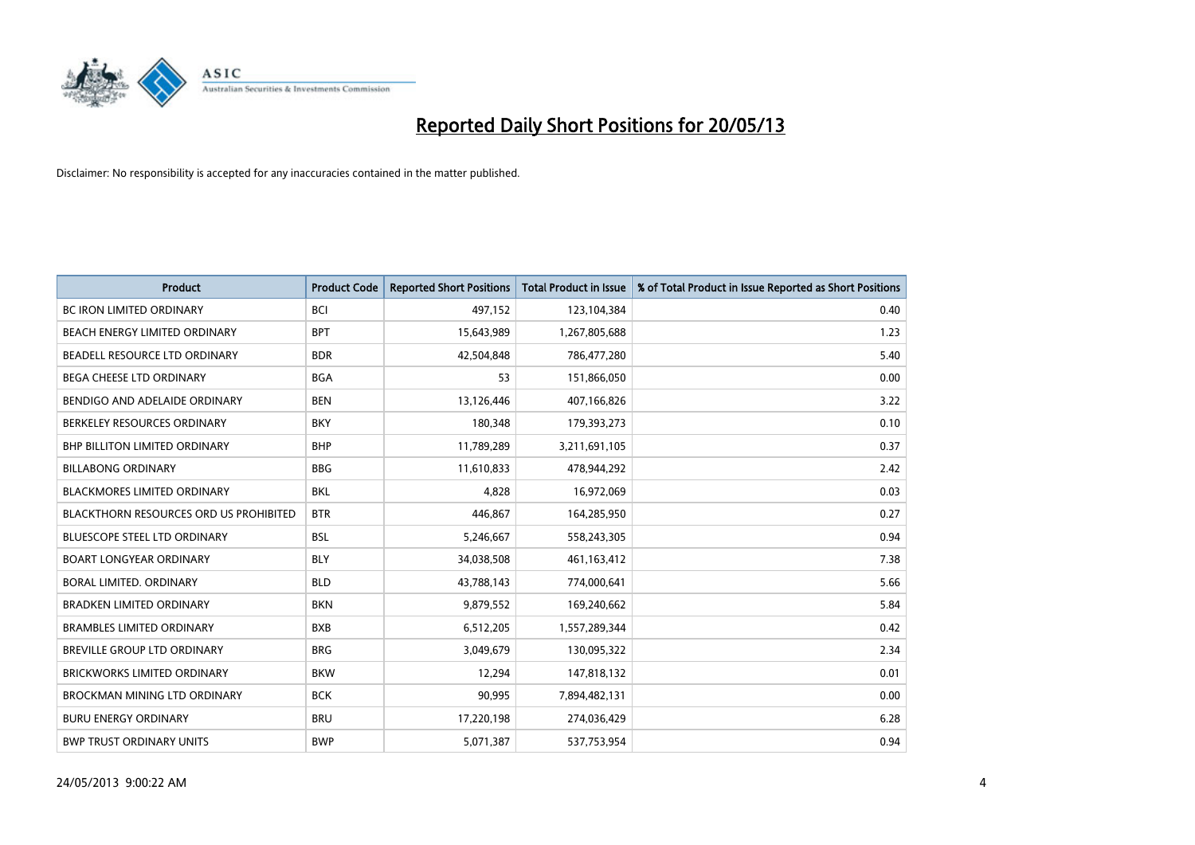# Reported Daily Short Positions for 20/05/13

Disclaimer: No responsibility is accepted for any inaccuracies contained in the matter published.

| Product | Product Code | Reported Short Positions | Total Product in Issue | % of Total Product in Issue Reported as Short Positions |
|---|---|---|---|---|
| BC IRON LIMITED ORDINARY | BCI | 497,152 | 123,104,384 | 0.40 |
| BEACH ENERGY LIMITED ORDINARY | BPT | 15,643,989 | 1,267,805,688 | 1.23 |
| BEADELL RESOURCE LTD ORDINARY | BDR | 42,504,848 | 786,477,280 | 5.40 |
| BEGA CHEESE LTD ORDINARY | BGA | 53 | 151,866,050 | 0.00 |
| BENDIGO AND ADELAIDE ORDINARY | BEN | 13,126,446 | 407,166,826 | 3.22 |
| BERKELEY RESOURCES ORDINARY | BKY | 180,348 | 179,393,273 | 0.10 |
| BHP BILLITON LIMITED ORDINARY | BHP | 11,789,289 | 3,211,691,105 | 0.37 |
| BILLABONG ORDINARY | BBG | 11,610,833 | 478,944,292 | 2.42 |
| BLACKMORES LIMITED ORDINARY | BKL | 4,828 | 16,972,069 | 0.03 |
| BLACKTHORN RESOURCES ORD US PROHIBITED | BTR | 446,867 | 164,285,950 | 0.27 |
| BLUESCOPE STEEL LTD ORDINARY | BSL | 5,246,667 | 558,243,305 | 0.94 |
| BOART LONGYEAR ORDINARY | BLY | 34,038,508 | 461,163,412 | 7.38 |
| BORAL LIMITED. ORDINARY | BLD | 43,788,143 | 774,000,641 | 5.66 |
| BRADKEN LIMITED ORDINARY | BKN | 9,879,552 | 169,240,662 | 5.84 |
| BRAMBLES LIMITED ORDINARY | BXB | 6,512,205 | 1,557,289,344 | 0.42 |
| BREVILLE GROUP LTD ORDINARY | BRG | 3,049,679 | 130,095,322 | 2.34 |
| BRICKWORKS LIMITED ORDINARY | BKW | 12,294 | 147,818,132 | 0.01 |
| BROCKMAN MINING LTD ORDINARY | BCK | 90,995 | 7,894,482,131 | 0.00 |
| BURU ENERGY ORDINARY | BRU | 17,220,198 | 274,036,429 | 6.28 |
| BWP TRUST ORDINARY UNITS | BWP | 5,071,387 | 537,753,954 | 0.94 |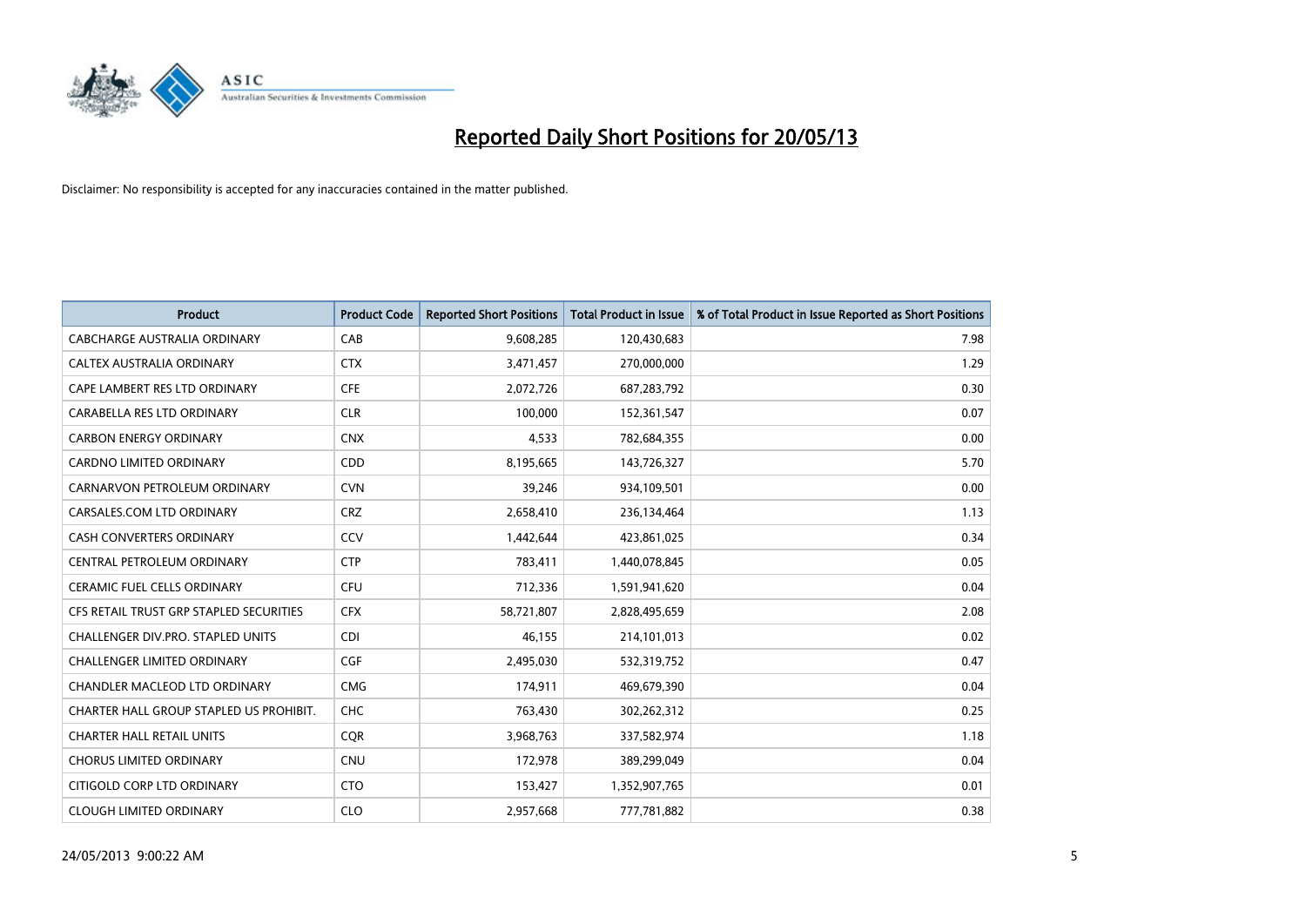# Reported Daily Short Positions for 20/05/13

Disclaimer: No responsibility is accepted for any inaccuracies contained in the matter published.

| Product | Product Code | Reported Short Positions | Total Product in Issue | % of Total Product in Issue Reported as Short Positions |
|---|---|---|---|---|
| CABCHARGE AUSTRALIA ORDINARY | CAB | 9,608,285 | 120,430,683 | 7.98 |
| CALTEX AUSTRALIA ORDINARY | CTX | 3,471,457 | 270,000,000 | 1.29 |
| CAPE LAMBERT RES LTD ORDINARY | CFE | 2,072,726 | 687,283,792 | 0.30 |
| CARABELLA RES LTD ORDINARY | CLR | 100,000 | 152,361,547 | 0.07 |
| CARBON ENERGY ORDINARY | CNX | 4,533 | 782,684,355 | 0.00 |
| CARDNO LIMITED ORDINARY | CDD | 8,195,665 | 143,726,327 | 5.70 |
| CARNARVON PETROLEUM ORDINARY | CVN | 39,246 | 934,109,501 | 0.00 |
| CARSALES.COM LTD ORDINARY | CRZ | 2,658,410 | 236,134,464 | 1.13 |
| CASH CONVERTERS ORDINARY | CCV | 1,442,644 | 423,861,025 | 0.34 |
| CENTRAL PETROLEUM ORDINARY | CTP | 783,411 | 1,440,078,845 | 0.05 |
| CERAMIC FUEL CELLS ORDINARY | CFU | 712,336 | 1,591,941,620 | 0.04 |
| CFS RETAIL TRUST GRP STAPLED SECURITIES | CFX | 58,721,807 | 2,828,495,659 | 2.08 |
| CHALLENGER DIV.PRO. STAPLED UNITS | CDI | 46,155 | 214,101,013 | 0.02 |
| CHALLENGER LIMITED ORDINARY | CGF | 2,495,030 | 532,319,752 | 0.47 |
| CHANDLER MACLEOD LTD ORDINARY | CMG | 174,911 | 469,679,390 | 0.04 |
| CHARTER HALL GROUP STAPLED US PROHIBIT. | CHC | 763,430 | 302,262,312 | 0.25 |
| CHARTER HALL RETAIL UNITS | CQR | 3,968,763 | 337,582,974 | 1.18 |
| CHORUS LIMITED ORDINARY | CNU | 172,978 | 389,299,049 | 0.04 |
| CITIGOLD CORP LTD ORDINARY | CTO | 153,427 | 1,352,907,765 | 0.01 |
| CLOUGH LIMITED ORDINARY | CLO | 2,957,668 | 777,781,882 | 0.38 |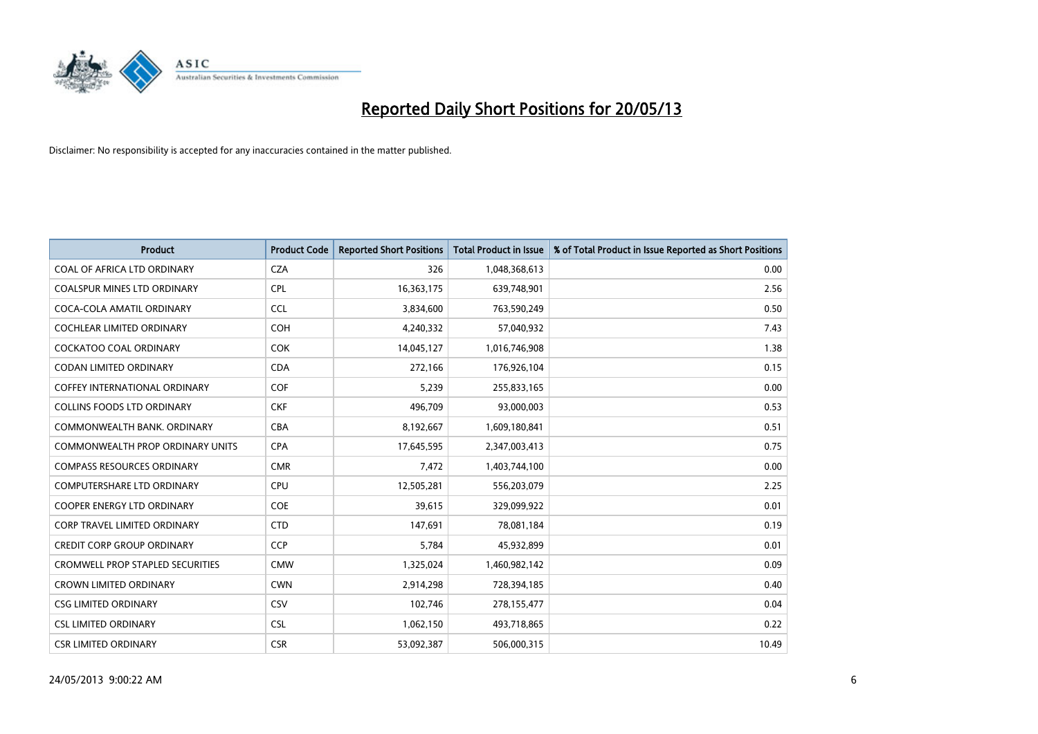# Reported Daily Short Positions for 20/05/13

Disclaimer: No responsibility is accepted for any inaccuracies contained in the matter published.

| Product | Product Code | Reported Short Positions | Total Product in Issue | % of Total Product in Issue Reported as Short Positions |
|---|---|---|---|---|
| COAL OF AFRICA LTD ORDINARY | CZA | 326 | 1,048,368,613 | 0.00 |
| COALSPUR MINES LTD ORDINARY | CPL | 16,363,175 | 639,748,901 | 2.56 |
| COCA-COLA AMATIL ORDINARY | CCL | 3,834,600 | 763,590,249 | 0.50 |
| COCHLEAR LIMITED ORDINARY | COH | 4,240,332 | 57,040,932 | 7.43 |
| COCKATOO COAL ORDINARY | COK | 14,045,127 | 1,016,746,908 | 1.38 |
| CODAN LIMITED ORDINARY | CDA | 272,166 | 176,926,104 | 0.15 |
| COFFEY INTERNATIONAL ORDINARY | COF | 5,239 | 255,833,165 | 0.00 |
| COLLINS FOODS LTD ORDINARY | CKF | 496,709 | 93,000,003 | 0.53 |
| COMMONWEALTH BANK. ORDINARY | CBA | 8,192,667 | 1,609,180,841 | 0.51 |
| COMMONWEALTH PROP ORDINARY UNITS | CPA | 17,645,595 | 2,347,003,413 | 0.75 |
| COMPASS RESOURCES ORDINARY | CMR | 7,472 | 1,403,744,100 | 0.00 |
| COMPUTERSHARE LTD ORDINARY | CPU | 12,505,281 | 556,203,079 | 2.25 |
| COOPER ENERGY LTD ORDINARY | COE | 39,615 | 329,099,922 | 0.01 |
| CORP TRAVEL LIMITED ORDINARY | CTD | 147,691 | 78,081,184 | 0.19 |
| CREDIT CORP GROUP ORDINARY | CCP | 5,784 | 45,932,899 | 0.01 |
| CROMWELL PROP STAPLED SECURITIES | CMW | 1,325,024 | 1,460,982,142 | 0.09 |
| CROWN LIMITED ORDINARY | CWN | 2,914,298 | 728,394,185 | 0.40 |
| CSG LIMITED ORDINARY | CSV | 102,746 | 278,155,477 | 0.04 |
| CSL LIMITED ORDINARY | CSL | 1,062,150 | 493,718,865 | 0.22 |
| CSR LIMITED ORDINARY | CSR | 53,092,387 | 506,000,315 | 10.49 |

24/05/2013 9:00:22 AM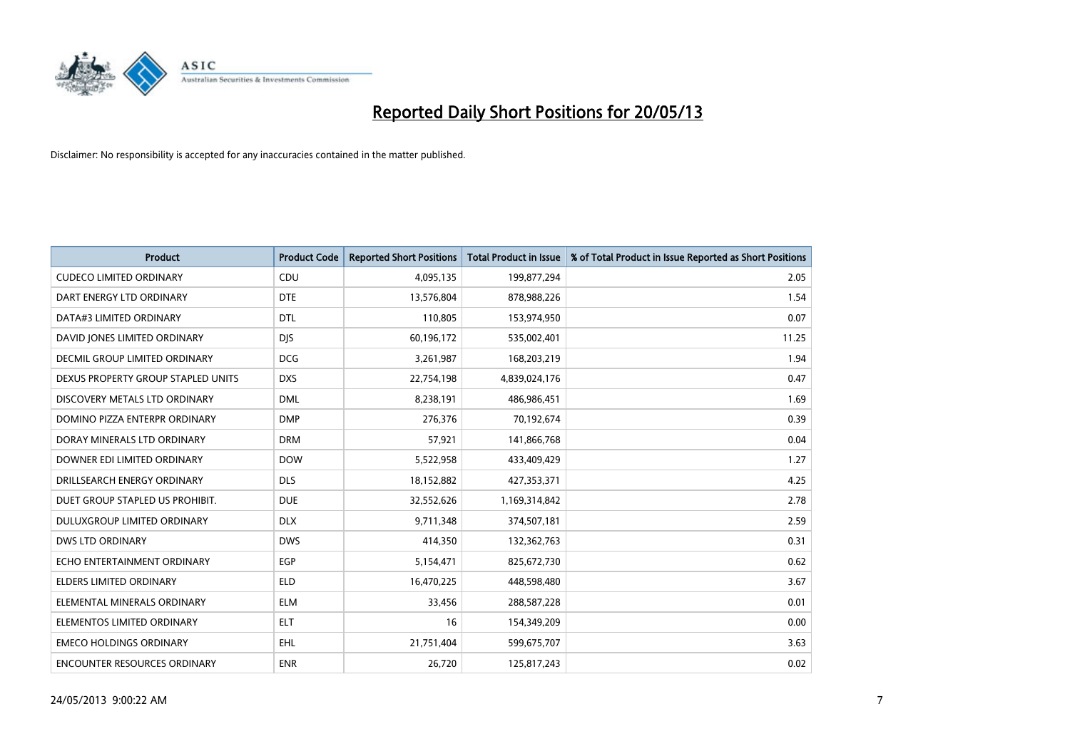# Reported Daily Short Positions for 20/05/13

Disclaimer: No responsibility is accepted for any inaccuracies contained in the matter published.

| Product | Product Code | Reported Short Positions | Total Product in Issue | % of Total Product in Issue Reported as Short Positions |
| --- | --- | --- | --- | --- |
| CUDECO LIMITED ORDINARY | CDU | 4,095,135 | 199,877,294 | 2.05 |
| DART ENERGY LTD ORDINARY | DTE | 13,576,804 | 878,988,226 | 1.54 |
| DATA#3 LIMITED ORDINARY | DTL | 110,805 | 153,974,950 | 0.07 |
| DAVID JONES LIMITED ORDINARY | DJS | 60,196,172 | 535,002,401 | 11.25 |
| DECMIL GROUP LIMITED ORDINARY | DCG | 3,261,987 | 168,203,219 | 1.94 |
| DEXUS PROPERTY GROUP STAPLED UNITS | DXS | 22,754,198 | 4,839,024,176 | 0.47 |
| DISCOVERY METALS LTD ORDINARY | DML | 8,238,191 | 486,986,451 | 1.69 |
| DOMINO PIZZA ENTERPR ORDINARY | DMP | 276,376 | 70,192,674 | 0.39 |
| DORAY MINERALS LTD ORDINARY | DRM | 57,921 | 141,866,768 | 0.04 |
| DOWNER EDI LIMITED ORDINARY | DOW | 5,522,958 | 433,409,429 | 1.27 |
| DRILLSEARCH ENERGY ORDINARY | DLS | 18,152,882 | 427,353,371 | 4.25 |
| DUET GROUP STAPLED US PROHIBIT. | DUE | 32,552,626 | 1,169,314,842 | 2.78 |
| DULUXGROUP LIMITED ORDINARY | DLX | 9,711,348 | 374,507,181 | 2.59 |
| DWS LTD ORDINARY | DWS | 414,350 | 132,362,763 | 0.31 |
| ECHO ENTERTAINMENT ORDINARY | EGP | 5,154,471 | 825,672,730 | 0.62 |
| ELDERS LIMITED ORDINARY | ELD | 16,470,225 | 448,598,480 | 3.67 |
| ELEMENTAL MINERALS ORDINARY | ELM | 33,456 | 288,587,228 | 0.01 |
| ELEMENTOS LIMITED ORDINARY | ELT | 16 | 154,349,209 | 0.00 |
| EMECO HOLDINGS ORDINARY | EHL | 21,751,404 | 599,675,707 | 3.63 |
| ENCOUNTER RESOURCES ORDINARY | ENR | 26,720 | 125,817,243 | 0.02 |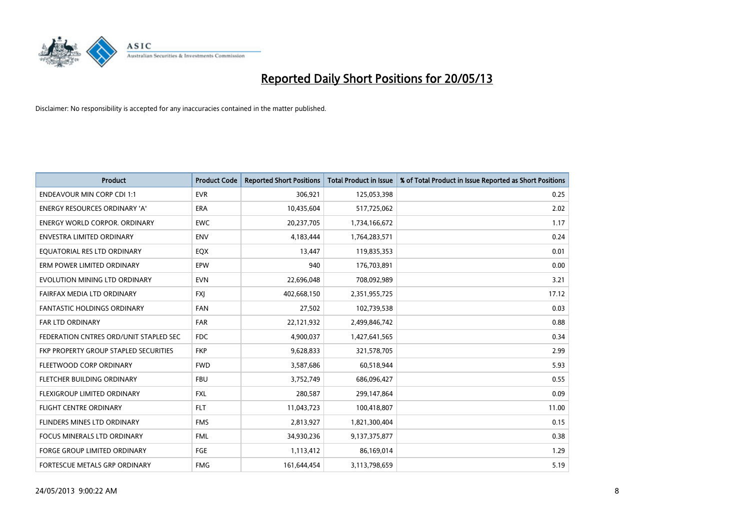# Reported Daily Short Positions for 20/05/13

Disclaimer: No responsibility is accepted for any inaccuracies contained in the matter published.

| Product | Product Code | Reported Short Positions | Total Product in Issue | % of Total Product in Issue Reported as Short Positions |
|---|---|---|---|---|
| ENDEAVOUR MIN CORP CDI 1:1 | EVR | 306,921 | 125,053,398 | 0.25 |
| ENERGY RESOURCES ORDINARY 'A' | ERA | 10,435,604 | 517,725,062 | 2.02 |
| ENERGY WORLD CORPOR. ORDINARY | EWC | 20,237,705 | 1,734,166,672 | 1.17 |
| ENVESTRA LIMITED ORDINARY | ENV | 4,183,444 | 1,764,283,571 | 0.24 |
| EQUATORIAL RES LTD ORDINARY | EQX | 13,447 | 119,835,353 | 0.01 |
| ERM POWER LIMITED ORDINARY | EPW | 940 | 176,703,891 | 0.00 |
| EVOLUTION MINING LTD ORDINARY | EVN | 22,696,048 | 708,092,989 | 3.21 |
| FAIRFAX MEDIA LTD ORDINARY | FXJ | 402,668,150 | 2,351,955,725 | 17.12 |
| FANTASTIC HOLDINGS ORDINARY | FAN | 27,502 | 102,739,538 | 0.03 |
| FAR LTD ORDINARY | FAR | 22,121,932 | 2,499,846,742 | 0.88 |
| FEDERATION CNTRES ORD/UNIT STAPLED SEC | FDC | 4,900,037 | 1,427,641,565 | 0.34 |
| FKP PROPERTY GROUP STAPLED SECURITIES | FKP | 9,628,833 | 321,578,705 | 2.99 |
| FLEETWOOD CORP ORDINARY | FWD | 3,587,686 | 60,518,944 | 5.93 |
| FLETCHER BUILDING ORDINARY | FBU | 3,752,749 | 686,096,427 | 0.55 |
| FLEXIGROUP LIMITED ORDINARY | FXL | 280,587 | 299,147,864 | 0.09 |
| FLIGHT CENTRE ORDINARY | FLT | 11,043,723 | 100,418,807 | 11.00 |
| FLINDERS MINES LTD ORDINARY | FMS | 2,813,927 | 1,821,300,404 | 0.15 |
| FOCUS MINERALS LTD ORDINARY | FML | 34,930,236 | 9,137,375,877 | 0.38 |
| FORGE GROUP LIMITED ORDINARY | FGE | 1,113,412 | 86,169,014 | 1.29 |
| FORTESCUE METALS GRP ORDINARY | FMG | 161,644,454 | 3,113,798,659 | 5.19 |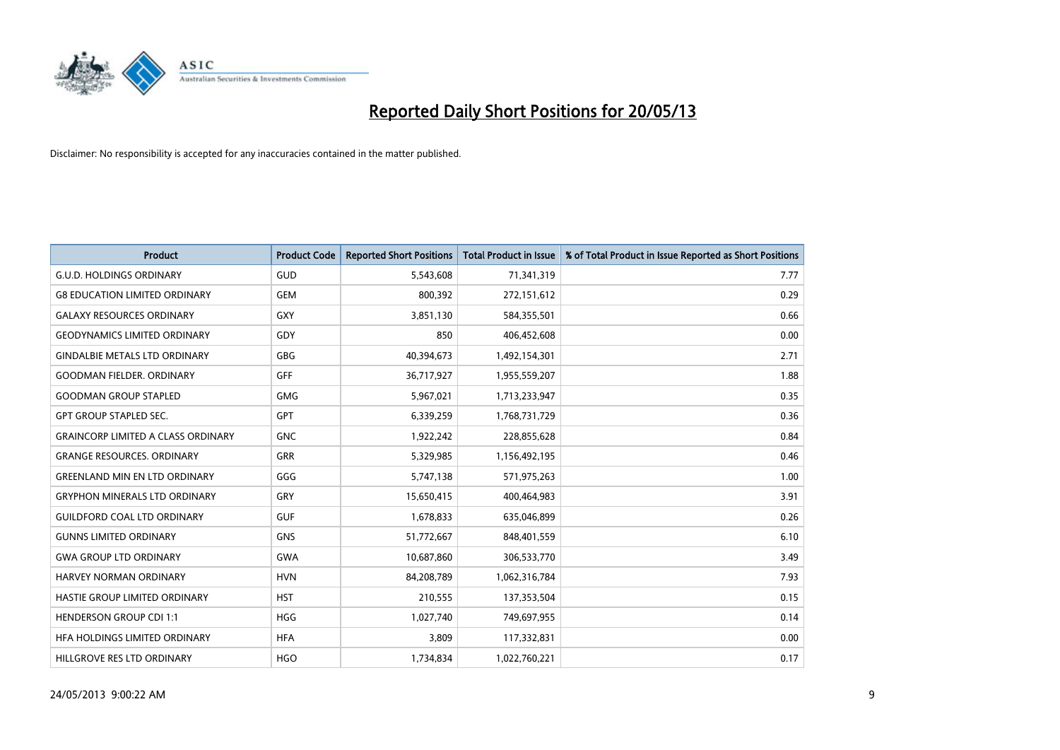# Reported Daily Short Positions for 20/05/13

Disclaimer: No responsibility is accepted for any inaccuracies contained in the matter published.

| Product | Product Code | Reported Short Positions | Total Product in Issue | % of Total Product in Issue Reported as Short Positions |
|---|---|---|---|---|
| G.U.D. HOLDINGS ORDINARY | GUD | 5,543,608 | 71,341,319 | 7.77 |
| G8 EDUCATION LIMITED ORDINARY | GEM | 800,392 | 272,151,612 | 0.29 |
| GALAXY RESOURCES ORDINARY | GXY | 3,851,130 | 584,355,501 | 0.66 |
| GEODYNAMICS LIMITED ORDINARY | GDY | 850 | 406,452,608 | 0.00 |
| GINDALBIE METALS LTD ORDINARY | GBG | 40,394,673 | 1,492,154,301 | 2.71 |
| GOODMAN FIELDER. ORDINARY | GFF | 36,717,927 | 1,955,559,207 | 1.88 |
| GOODMAN GROUP STAPLED | GMG | 5,967,021 | 1,713,233,947 | 0.35 |
| GPT GROUP STAPLED SEC. | GPT | 6,339,259 | 1,768,731,729 | 0.36 |
| GRAINCORP LIMITED A CLASS ORDINARY | GNC | 1,922,242 | 228,855,628 | 0.84 |
| GRANGE RESOURCES. ORDINARY | GRR | 5,329,985 | 1,156,492,195 | 0.46 |
| GREENLAND MIN EN LTD ORDINARY | GGG | 5,747,138 | 571,975,263 | 1.00 |
| GRYPHON MINERALS LTD ORDINARY | GRY | 15,650,415 | 400,464,983 | 3.91 |
| GUILDFORD COAL LTD ORDINARY | GUF | 1,678,833 | 635,046,899 | 0.26 |
| GUNNS LIMITED ORDINARY | GNS | 51,772,667 | 848,401,559 | 6.10 |
| GWA GROUP LTD ORDINARY | GWA | 10,687,860 | 306,533,770 | 3.49 |
| HARVEY NORMAN ORDINARY | HVN | 84,208,789 | 1,062,316,784 | 7.93 |
| HASTIE GROUP LIMITED ORDINARY | HST | 210,555 | 137,353,504 | 0.15 |
| HENDERSON GROUP CDI 1:1 | HGG | 1,027,740 | 749,697,955 | 0.14 |
| HFA HOLDINGS LIMITED ORDINARY | HFA | 3,809 | 117,332,831 | 0.00 |
| HILLGROVE RES LTD ORDINARY | HGO | 1,734,834 | 1,022,760,221 | 0.17 |

24/05/2013 9:00:22 AM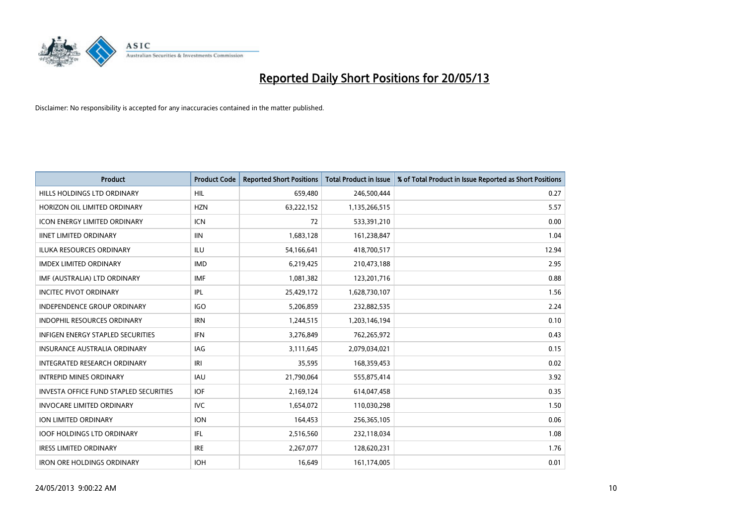# Reported Daily Short Positions for 20/05/13

Disclaimer: No responsibility is accepted for any inaccuracies contained in the matter published.

| Product | Product Code | Reported Short Positions | Total Product in Issue | % of Total Product in Issue Reported as Short Positions |
|---|---|---|---|---|
| HILLS HOLDINGS LTD ORDINARY | HIL | 659,480 | 246,500,444 | 0.27 |
| HORIZON OIL LIMITED ORDINARY | HZN | 63,222,152 | 1,135,266,515 | 5.57 |
| ICON ENERGY LIMITED ORDINARY | ICN | 72 | 533,391,210 | 0.00 |
| IINET LIMITED ORDINARY | IIN | 1,683,128 | 161,238,847 | 1.04 |
| ILUKA RESOURCES ORDINARY | ILU | 54,166,641 | 418,700,517 | 12.94 |
| IMDEX LIMITED ORDINARY | IMD | 6,219,425 | 210,473,188 | 2.95 |
| IMF (AUSTRALIA) LTD ORDINARY | IMF | 1,081,382 | 123,201,716 | 0.88 |
| INCITEC PIVOT ORDINARY | IPL | 25,429,172 | 1,628,730,107 | 1.56 |
| INDEPENDENCE GROUP ORDINARY | IGO | 5,206,859 | 232,882,535 | 2.24 |
| INDOPHIL RESOURCES ORDINARY | IRN | 1,244,515 | 1,203,146,194 | 0.10 |
| INFIGEN ENERGY STAPLED SECURITIES | IFN | 3,276,849 | 762,265,972 | 0.43 |
| INSURANCE AUSTRALIA ORDINARY | IAG | 3,111,645 | 2,079,034,021 | 0.15 |
| INTEGRATED RESEARCH ORDINARY | IRI | 35,595 | 168,359,453 | 0.02 |
| INTREPID MINES ORDINARY | IAU | 21,790,064 | 555,875,414 | 3.92 |
| INVESTA OFFICE FUND STAPLED SECURITIES | IOF | 2,169,124 | 614,047,458 | 0.35 |
| INVOCARE LIMITED ORDINARY | IVC | 1,654,072 | 110,030,298 | 1.50 |
| ION LIMITED ORDINARY | ION | 164,453 | 256,365,105 | 0.06 |
| IOOF HOLDINGS LTD ORDINARY | IFL | 2,516,560 | 232,118,034 | 1.08 |
| IRESS LIMITED ORDINARY | IRE | 2,267,077 | 128,620,231 | 1.76 |
| IRON ORE HOLDINGS ORDINARY | IOH | 16,649 | 161,174,005 | 0.01 |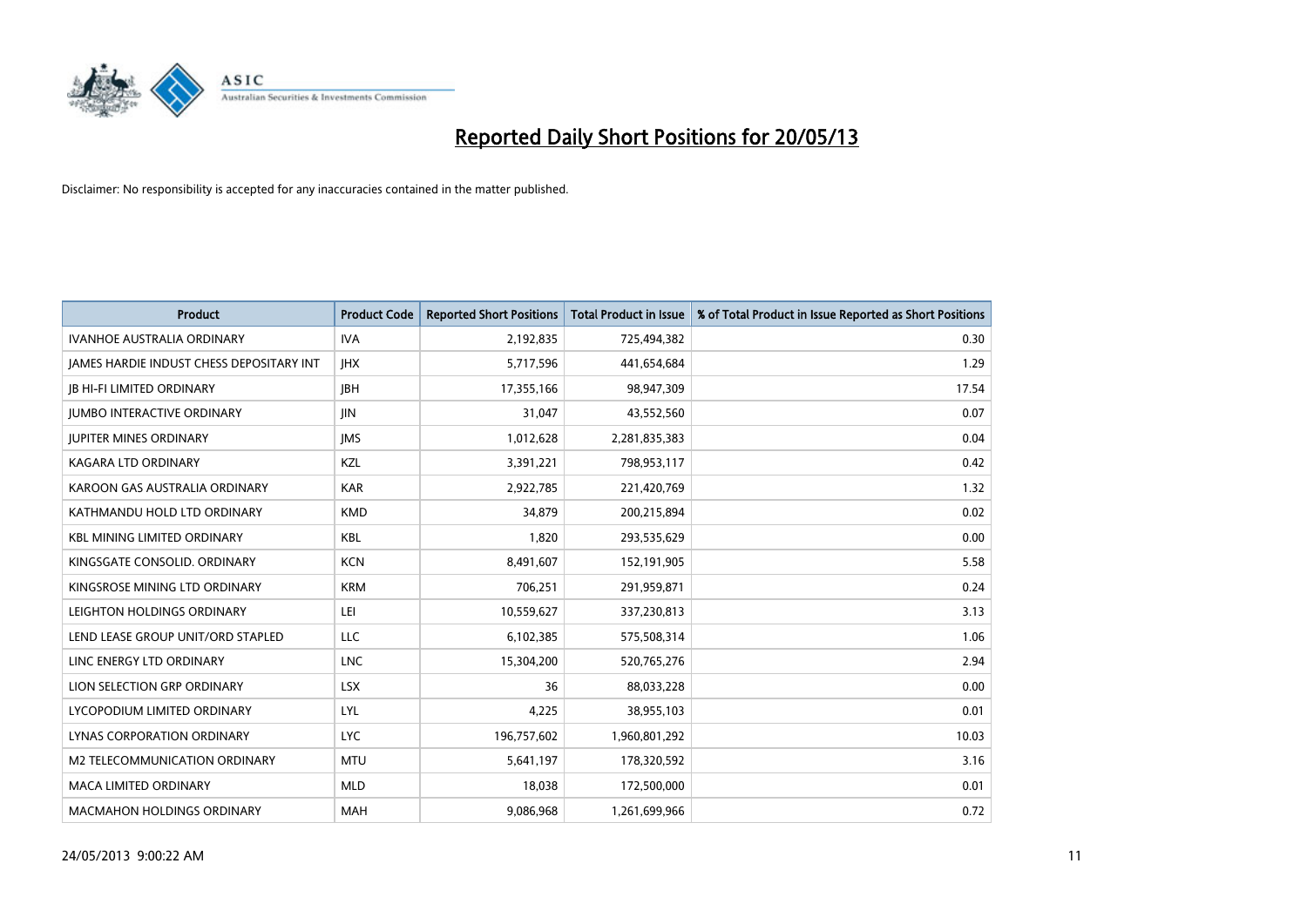# Reported Daily Short Positions for 20/05/13

Disclaimer: No responsibility is accepted for any inaccuracies contained in the matter published.

| Product | Product Code | Reported Short Positions | Total Product in Issue | % of Total Product in Issue Reported as Short Positions |
|---|---|---|---|---|
| IVANHOE AUSTRALIA ORDINARY | IVA | 2,192,835 | 725,494,382 | 0.30 |
| JAMES HARDIE INDUST CHESS DEPOSITARY INT | JHX | 5,717,596 | 441,654,684 | 1.29 |
| JB HI-FI LIMITED ORDINARY | JBH | 17,355,166 | 98,947,309 | 17.54 |
| JUMBO INTERACTIVE ORDINARY | JIN | 31,047 | 43,552,560 | 0.07 |
| JUPITER MINES ORDINARY | JMS | 1,012,628 | 2,281,835,383 | 0.04 |
| KAGARA LTD ORDINARY | KZL | 3,391,221 | 798,953,117 | 0.42 |
| KAROON GAS AUSTRALIA ORDINARY | KAR | 2,922,785 | 221,420,769 | 1.32 |
| KATHMANDU HOLD LTD ORDINARY | KMD | 34,879 | 200,215,894 | 0.02 |
| KBL MINING LIMITED ORDINARY | KBL | 1,820 | 293,535,629 | 0.00 |
| KINGSGATE CONSOLID. ORDINARY | KCN | 8,491,607 | 152,191,905 | 5.58 |
| KINGSROSE MINING LTD ORDINARY | KRM | 706,251 | 291,959,871 | 0.24 |
| LEIGHTON HOLDINGS ORDINARY | LEI | 10,559,627 | 337,230,813 | 3.13 |
| LEND LEASE GROUP UNIT/ORD STAPLED | LLC | 6,102,385 | 575,508,314 | 1.06 |
| LINC ENERGY LTD ORDINARY | LNC | 15,304,200 | 520,765,276 | 2.94 |
| LION SELECTION GRP ORDINARY | LSX | 36 | 88,033,228 | 0.00 |
| LYCOPODIUM LIMITED ORDINARY | LYL | 4,225 | 38,955,103 | 0.01 |
| LYNAS CORPORATION ORDINARY | LYC | 196,757,602 | 1,960,801,292 | 10.03 |
| M2 TELECOMMUNICATION ORDINARY | MTU | 5,641,197 | 178,320,592 | 3.16 |
| MACA LIMITED ORDINARY | MLD | 18,038 | 172,500,000 | 0.01 |
| MACMAHON HOLDINGS ORDINARY | MAH | 9,086,968 | 1,261,699,966 | 0.72 |

24/05/2013 9:00:22 AM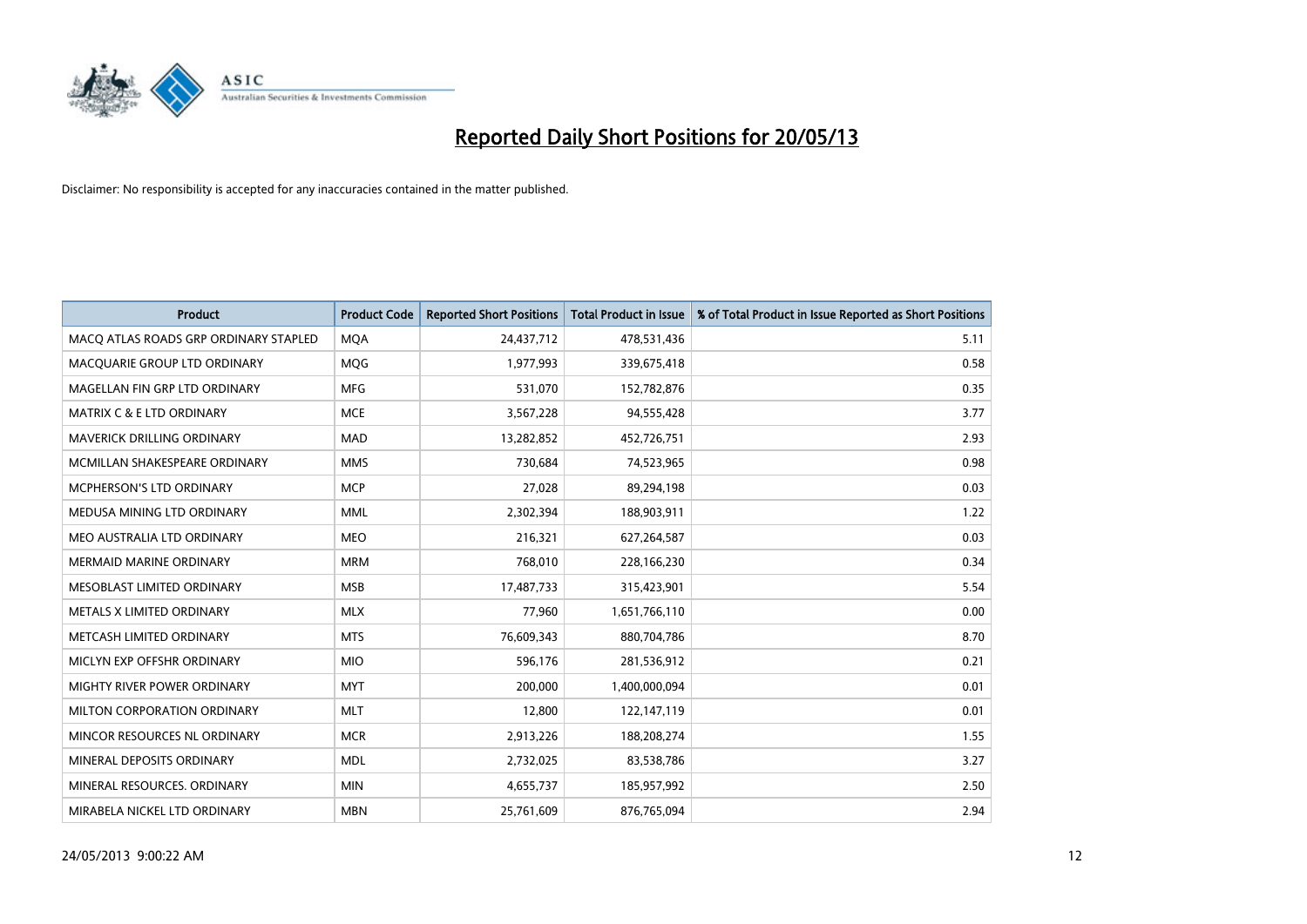# Reported Daily Short Positions for 20/05/13

Disclaimer: No responsibility is accepted for any inaccuracies contained in the matter published.

| Product | Product Code | Reported Short Positions | Total Product in Issue | % of Total Product in Issue Reported as Short Positions |
|---|---|---|---|---|
| MACQ ATLAS ROADS GRP ORDINARY STAPLED | MQA | 24,437,712 | 478,531,436 | 5.11 |
| MACQUARIE GROUP LTD ORDINARY | MQG | 1,977,993 | 339,675,418 | 0.58 |
| MAGELLAN FIN GRP LTD ORDINARY | MFG | 531,070 | 152,782,876 | 0.35 |
| MATRIX C & E LTD ORDINARY | MCE | 3,567,228 | 94,555,428 | 3.77 |
| MAVERICK DRILLING ORDINARY | MAD | 13,282,852 | 452,726,751 | 2.93 |
| MCMILLAN SHAKESPEARE ORDINARY | MMS | 730,684 | 74,523,965 | 0.98 |
| MCPHERSON'S LTD ORDINARY | MCP | 27,028 | 89,294,198 | 0.03 |
| MEDUSA MINING LTD ORDINARY | MML | 2,302,394 | 188,903,911 | 1.22 |
| MEO AUSTRALIA LTD ORDINARY | MEO | 216,321 | 627,264,587 | 0.03 |
| MERMAID MARINE ORDINARY | MRM | 768,010 | 228,166,230 | 0.34 |
| MESOBLAST LIMITED ORDINARY | MSB | 17,487,733 | 315,423,901 | 5.54 |
| METALS X LIMITED ORDINARY | MLX | 77,960 | 1,651,766,110 | 0.00 |
| METCASH LIMITED ORDINARY | MTS | 76,609,343 | 880,704,786 | 8.70 |
| MICLYN EXP OFFSHR ORDINARY | MIO | 596,176 | 281,536,912 | 0.21 |
| MIGHTY RIVER POWER ORDINARY | MYT | 200,000 | 1,400,000,094 | 0.01 |
| MILTON CORPORATION ORDINARY | MLT | 12,800 | 122,147,119 | 0.01 |
| MINCOR RESOURCES NL ORDINARY | MCR | 2,913,226 | 188,208,274 | 1.55 |
| MINERAL DEPOSITS ORDINARY | MDL | 2,732,025 | 83,538,786 | 3.27 |
| MINERAL RESOURCES. ORDINARY | MIN | 4,655,737 | 185,957,992 | 2.50 |
| MIRABELA NICKEL LTD ORDINARY | MBN | 25,761,609 | 876,765,094 | 2.94 |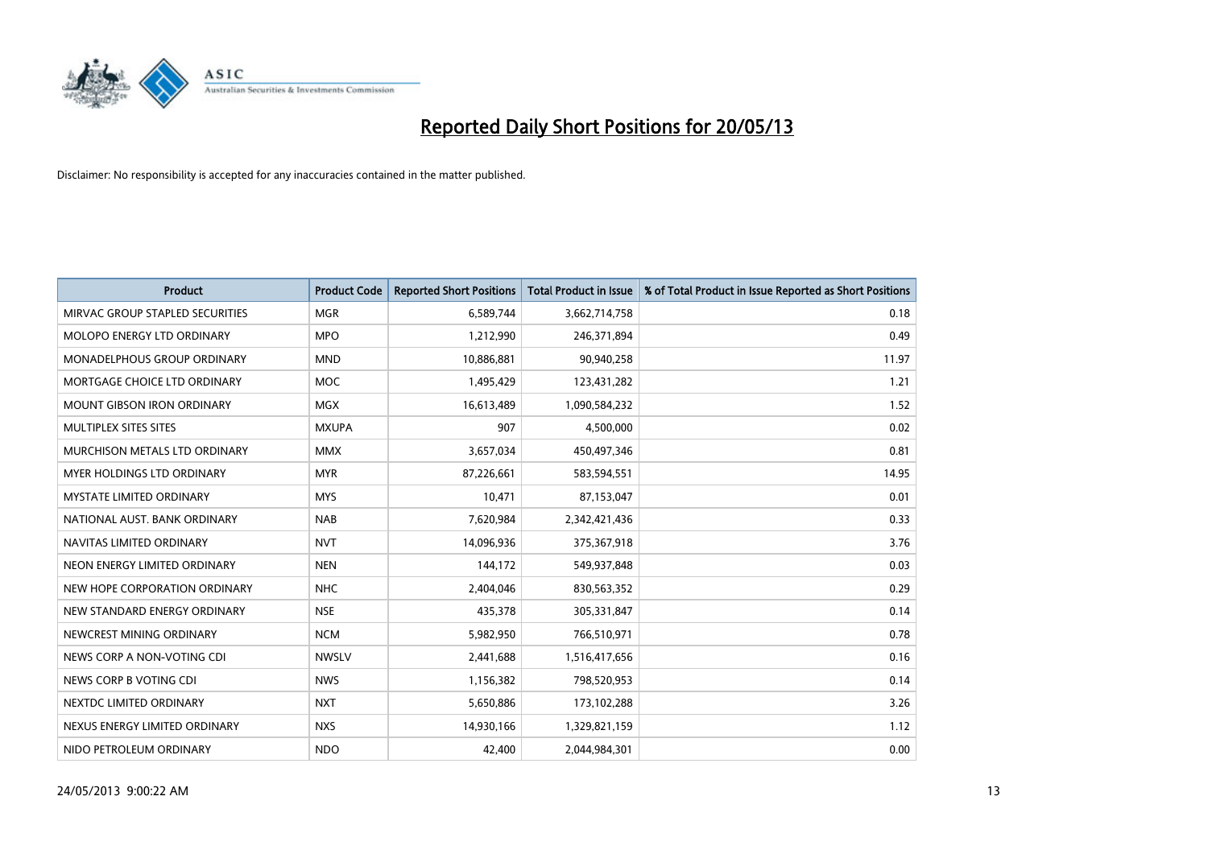# Reported Daily Short Positions for 20/05/13

Disclaimer: No responsibility is accepted for any inaccuracies contained in the matter published.

| Product | Product Code | Reported Short Positions | Total Product in Issue | % of Total Product in Issue Reported as Short Positions |
|---|---|---|---|---|
| MIRVAC GROUP STAPLED SECURITIES | MGR | 6,589,744 | 3,662,714,758 | 0.18 |
| MOLOPO ENERGY LTD ORDINARY | MPO | 1,212,990 | 246,371,894 | 0.49 |
| MONADELPHOUS GROUP ORDINARY | MND | 10,886,881 | 90,940,258 | 11.97 |
| MORTGAGE CHOICE LTD ORDINARY | MOC | 1,495,429 | 123,431,282 | 1.21 |
| MOUNT GIBSON IRON ORDINARY | MGX | 16,613,489 | 1,090,584,232 | 1.52 |
| MULTIPLEX SITES SITES | MXUPA | 907 | 4,500,000 | 0.02 |
| MURCHISON METALS LTD ORDINARY | MMX | 3,657,034 | 450,497,346 | 0.81 |
| MYER HOLDINGS LTD ORDINARY | MYR | 87,226,661 | 583,594,551 | 14.95 |
| MYSTATE LIMITED ORDINARY | MYS | 10,471 | 87,153,047 | 0.01 |
| NATIONAL AUST. BANK ORDINARY | NAB | 7,620,984 | 2,342,421,436 | 0.33 |
| NAVITAS LIMITED ORDINARY | NVT | 14,096,936 | 375,367,918 | 3.76 |
| NEON ENERGY LIMITED ORDINARY | NEN | 144,172 | 549,937,848 | 0.03 |
| NEW HOPE CORPORATION ORDINARY | NHC | 2,404,046 | 830,563,352 | 0.29 |
| NEW STANDARD ENERGY ORDINARY | NSE | 435,378 | 305,331,847 | 0.14 |
| NEWCREST MINING ORDINARY | NCM | 5,982,950 | 766,510,971 | 0.78 |
| NEWS CORP A NON-VOTING CDI | NWSLV | 2,441,688 | 1,516,417,656 | 0.16 |
| NEWS CORP B VOTING CDI | NWS | 1,156,382 | 798,520,953 | 0.14 |
| NEXTDC LIMITED ORDINARY | NXT | 5,650,886 | 173,102,288 | 3.26 |
| NEXUS ENERGY LIMITED ORDINARY | NXS | 14,930,166 | 1,329,821,159 | 1.12 |
| NIDO PETROLEUM ORDINARY | NDO | 42,400 | 2,044,984,301 | 0.00 |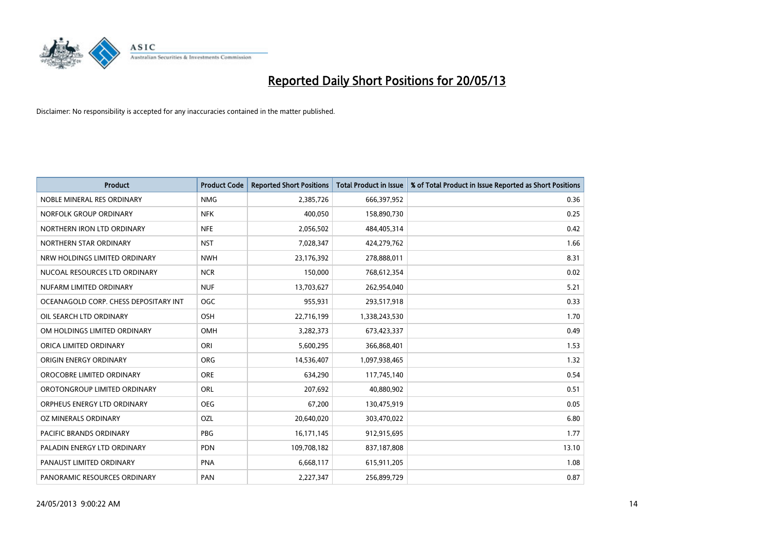# Reported Daily Short Positions for 20/05/13

Disclaimer: No responsibility is accepted for any inaccuracies contained in the matter published.

| Product | Product Code | Reported Short Positions | Total Product in Issue | % of Total Product in Issue Reported as Short Positions |
|---|---|---|---|---|
| NOBLE MINERAL RES ORDINARY | NMG | 2,385,726 | 666,397,952 | 0.36 |
| NORFOLK GROUP ORDINARY | NFK | 400,050 | 158,890,730 | 0.25 |
| NORTHERN IRON LTD ORDINARY | NFE | 2,056,502 | 484,405,314 | 0.42 |
| NORTHERN STAR ORDINARY | NST | 7,028,347 | 424,279,762 | 1.66 |
| NRW HOLDINGS LIMITED ORDINARY | NWH | 23,176,392 | 278,888,011 | 8.31 |
| NUCOAL RESOURCES LTD ORDINARY | NCR | 150,000 | 768,612,354 | 0.02 |
| NUFARM LIMITED ORDINARY | NUF | 13,703,627 | 262,954,040 | 5.21 |
| OCEANAGOLD CORP. CHESS DEPOSITARY INT | OGC | 955,931 | 293,517,918 | 0.33 |
| OIL SEARCH LTD ORDINARY | OSH | 22,716,199 | 1,338,243,530 | 1.70 |
| OM HOLDINGS LIMITED ORDINARY | OMH | 3,282,373 | 673,423,337 | 0.49 |
| ORICA LIMITED ORDINARY | ORI | 5,600,295 | 366,868,401 | 1.53 |
| ORIGIN ENERGY ORDINARY | ORG | 14,536,407 | 1,097,938,465 | 1.32 |
| OROCOBRE LIMITED ORDINARY | ORE | 634,290 | 117,745,140 | 0.54 |
| OROTONGROUP LIMITED ORDINARY | ORL | 207,692 | 40,880,902 | 0.51 |
| ORPHEUS ENERGY LTD ORDINARY | OEG | 67,200 | 130,475,919 | 0.05 |
| OZ MINERALS ORDINARY | OZL | 20,640,020 | 303,470,022 | 6.80 |
| PACIFIC BRANDS ORDINARY | PBG | 16,171,145 | 912,915,695 | 1.77 |
| PALADIN ENERGY LTD ORDINARY | PDN | 109,708,182 | 837,187,808 | 13.10 |
| PANAUST LIMITED ORDINARY | PNA | 6,668,117 | 615,911,205 | 1.08 |
| PANORAMIC RESOURCES ORDINARY | PAN | 2,227,347 | 256,899,729 | 0.87 |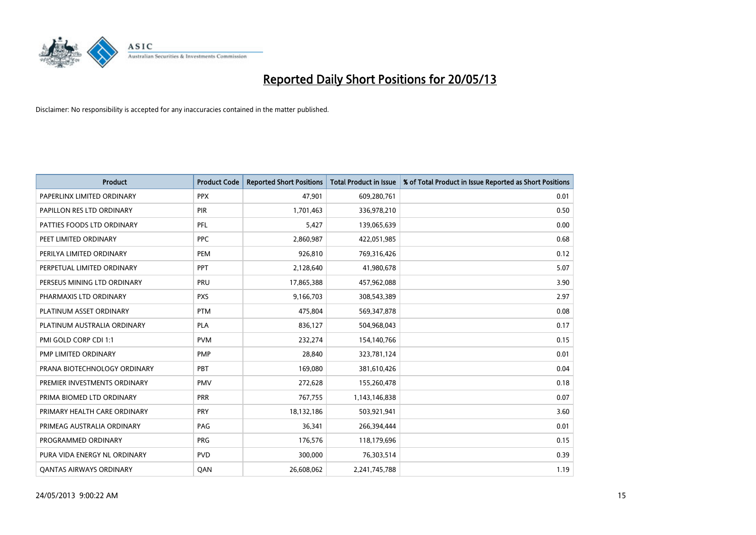# Reported Daily Short Positions for 20/05/13

Disclaimer: No responsibility is accepted for any inaccuracies contained in the matter published.

| Product | Product Code | Reported Short Positions | Total Product in Issue | % of Total Product in Issue Reported as Short Positions |
|---|---|---|---|---|
| PAPERLINX LIMITED ORDINARY | PPX | 47,901 | 609,280,761 | 0.01 |
| PAPILLON RES LTD ORDINARY | PIR | 1,701,463 | 336,978,210 | 0.50 |
| PATTIES FOODS LTD ORDINARY | PFL | 5,427 | 139,065,639 | 0.00 |
| PEET LIMITED ORDINARY | PPC | 2,860,987 | 422,051,985 | 0.68 |
| PERILYA LIMITED ORDINARY | PEM | 926,810 | 769,316,426 | 0.12 |
| PERPETUAL LIMITED ORDINARY | PPT | 2,128,640 | 41,980,678 | 5.07 |
| PERSEUS MINING LTD ORDINARY | PRU | 17,865,388 | 457,962,088 | 3.90 |
| PHARMAXIS LTD ORDINARY | PXS | 9,166,703 | 308,543,389 | 2.97 |
| PLATINUM ASSET ORDINARY | PTM | 475,804 | 569,347,878 | 0.08 |
| PLATINUM AUSTRALIA ORDINARY | PLA | 836,127 | 504,968,043 | 0.17 |
| PMI GOLD CORP CDI 1:1 | PVM | 232,274 | 154,140,766 | 0.15 |
| PMP LIMITED ORDINARY | PMP | 28,840 | 323,781,124 | 0.01 |
| PRANA BIOTECHNOLOGY ORDINARY | PBT | 169,080 | 381,610,426 | 0.04 |
| PREMIER INVESTMENTS ORDINARY | PMV | 272,628 | 155,260,478 | 0.18 |
| PRIMA BIOMED LTD ORDINARY | PRR | 767,755 | 1,143,146,838 | 0.07 |
| PRIMARY HEALTH CARE ORDINARY | PRY | 18,132,186 | 503,921,941 | 3.60 |
| PRIMEAG AUSTRALIA ORDINARY | PAG | 36,341 | 266,394,444 | 0.01 |
| PROGRAMMED ORDINARY | PRG | 176,576 | 118,179,696 | 0.15 |
| PURA VIDA ENERGY NL ORDINARY | PVD | 300,000 | 76,303,514 | 0.39 |
| QANTAS AIRWAYS ORDINARY | QAN | 26,608,062 | 2,241,745,788 | 1.19 |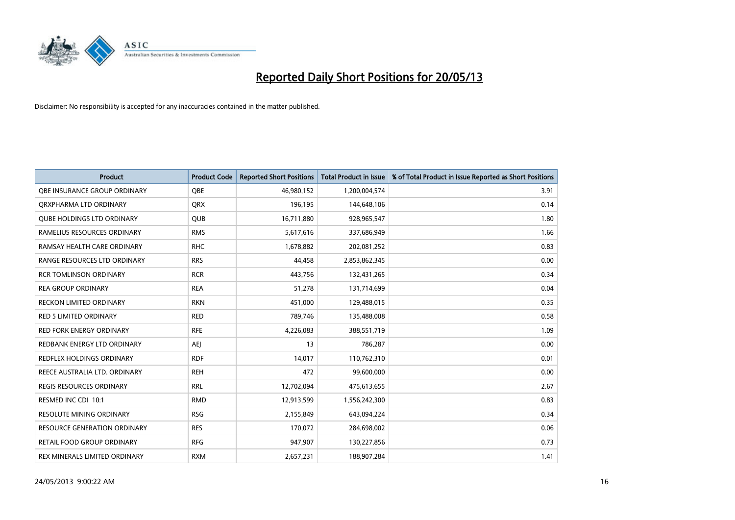# Reported Daily Short Positions for 20/05/13

Disclaimer: No responsibility is accepted for any inaccuracies contained in the matter published.

| Product | Product Code | Reported Short Positions | Total Product in Issue | % of Total Product in Issue Reported as Short Positions |
|---|---|---|---|---|
| QBE INSURANCE GROUP ORDINARY | QBE | 46,980,152 | 1,200,004,574 | 3.91 |
| QRXPHARMA LTD ORDINARY | QRX | 196,195 | 144,648,106 | 0.14 |
| QUBE HOLDINGS LTD ORDINARY | QUB | 16,711,880 | 928,965,547 | 1.80 |
| RAMELIUS RESOURCES ORDINARY | RMS | 5,617,616 | 337,686,949 | 1.66 |
| RAMSAY HEALTH CARE ORDINARY | RHC | 1,678,882 | 202,081,252 | 0.83 |
| RANGE RESOURCES LTD ORDINARY | RRS | 44,458 | 2,853,862,345 | 0.00 |
| RCR TOMLINSON ORDINARY | RCR | 443,756 | 132,431,265 | 0.34 |
| REA GROUP ORDINARY | REA | 51,278 | 131,714,699 | 0.04 |
| RECKON LIMITED ORDINARY | RKN | 451,000 | 129,488,015 | 0.35 |
| RED 5 LIMITED ORDINARY | RED | 789,746 | 135,488,008 | 0.58 |
| RED FORK ENERGY ORDINARY | RFE | 4,226,083 | 388,551,719 | 1.09 |
| REDBANK ENERGY LTD ORDINARY | AEJ | 13 | 786,287 | 0.00 |
| REDFLEX HOLDINGS ORDINARY | RDF | 14,017 | 110,762,310 | 0.01 |
| REECE AUSTRALIA LTD. ORDINARY | REH | 472 | 99,600,000 | 0.00 |
| REGIS RESOURCES ORDINARY | RRL | 12,702,094 | 475,613,655 | 2.67 |
| RESMED INC CDI 10:1 | RMD | 12,913,599 | 1,556,242,300 | 0.83 |
| RESOLUTE MINING ORDINARY | RSG | 2,155,849 | 643,094,224 | 0.34 |
| RESOURCE GENERATION ORDINARY | RES | 170,072 | 284,698,002 | 0.06 |
| RETAIL FOOD GROUP ORDINARY | RFG | 947,907 | 130,227,856 | 0.73 |
| REX MINERALS LIMITED ORDINARY | RXM | 2,657,231 | 188,907,284 | 1.41 |

24/05/2013 9:00:22 AM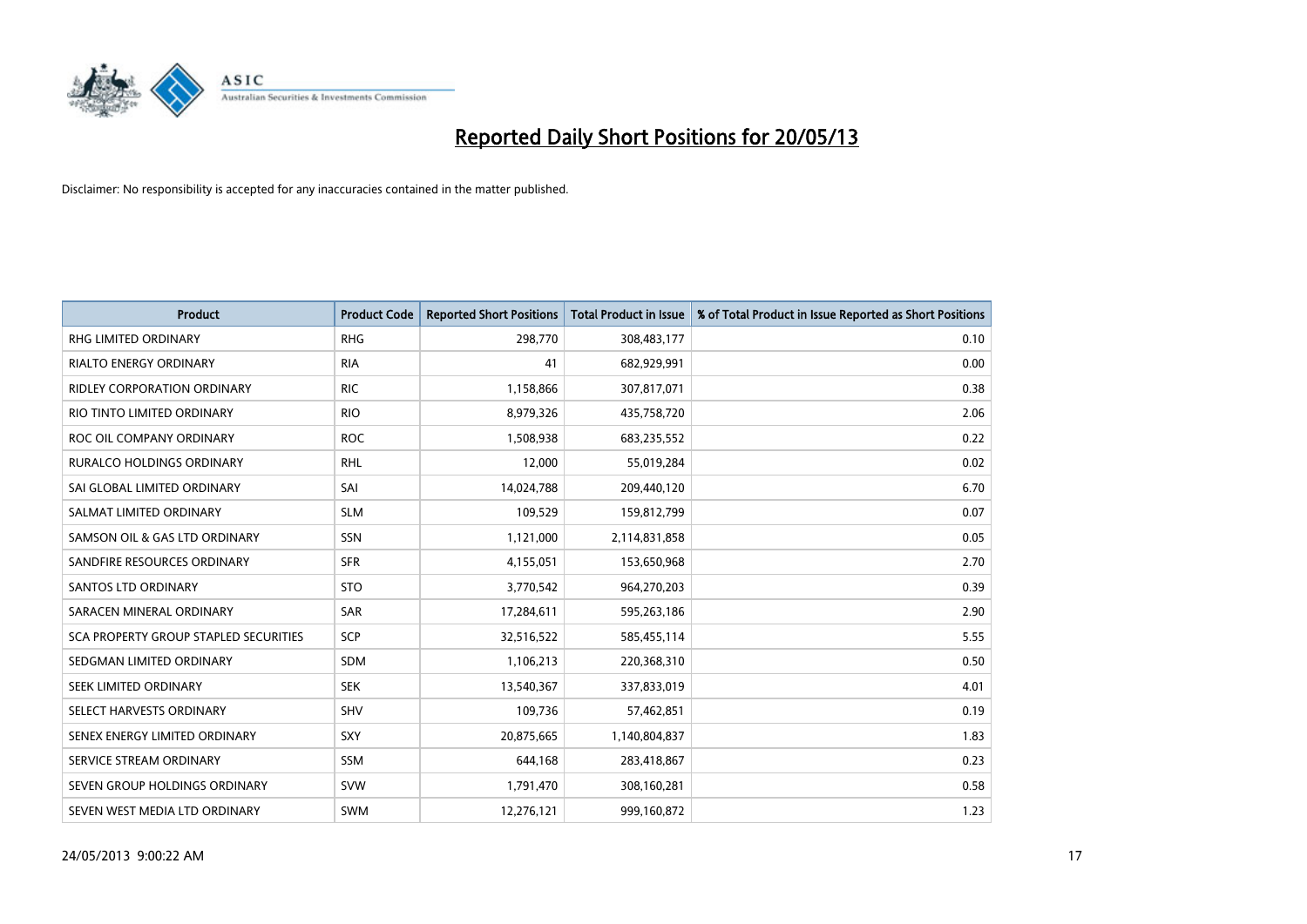# Reported Daily Short Positions for 20/05/13

Disclaimer: No responsibility is accepted for any inaccuracies contained in the matter published.

| Product | Product Code | Reported Short Positions | Total Product in Issue | % of Total Product in Issue Reported as Short Positions |
|---|---|---|---|---|
| RHG LIMITED ORDINARY | RHG | 298,770 | 308,483,177 | 0.10 |
| RIALTO ENERGY ORDINARY | RIA | 41 | 682,929,991 | 0.00 |
| RIDLEY CORPORATION ORDINARY | RIC | 1,158,866 | 307,817,071 | 0.38 |
| RIO TINTO LIMITED ORDINARY | RIO | 8,979,326 | 435,758,720 | 2.06 |
| ROC OIL COMPANY ORDINARY | ROC | 1,508,938 | 683,235,552 | 0.22 |
| RURALCO HOLDINGS ORDINARY | RHL | 12,000 | 55,019,284 | 0.02 |
| SAI GLOBAL LIMITED ORDINARY | SAI | 14,024,788 | 209,440,120 | 6.70 |
| SALMAT LIMITED ORDINARY | SLM | 109,529 | 159,812,799 | 0.07 |
| SAMSON OIL & GAS LTD ORDINARY | SSN | 1,121,000 | 2,114,831,858 | 0.05 |
| SANDFIRE RESOURCES ORDINARY | SFR | 4,155,051 | 153,650,968 | 2.70 |
| SANTOS LTD ORDINARY | STO | 3,770,542 | 964,270,203 | 0.39 |
| SARACEN MINERAL ORDINARY | SAR | 17,284,611 | 595,263,186 | 2.90 |
| SCA PROPERTY GROUP STAPLED SECURITIES | SCP | 32,516,522 | 585,455,114 | 5.55 |
| SEDGMAN LIMITED ORDINARY | SDM | 1,106,213 | 220,368,310 | 0.50 |
| SEEK LIMITED ORDINARY | SEK | 13,540,367 | 337,833,019 | 4.01 |
| SELECT HARVESTS ORDINARY | SHV | 109,736 | 57,462,851 | 0.19 |
| SENEX ENERGY LIMITED ORDINARY | SXY | 20,875,665 | 1,140,804,837 | 1.83 |
| SERVICE STREAM ORDINARY | SSM | 644,168 | 283,418,867 | 0.23 |
| SEVEN GROUP HOLDINGS ORDINARY | SVW | 1,791,470 | 308,160,281 | 0.58 |
| SEVEN WEST MEDIA LTD ORDINARY | SWM | 12,276,121 | 999,160,872 | 1.23 |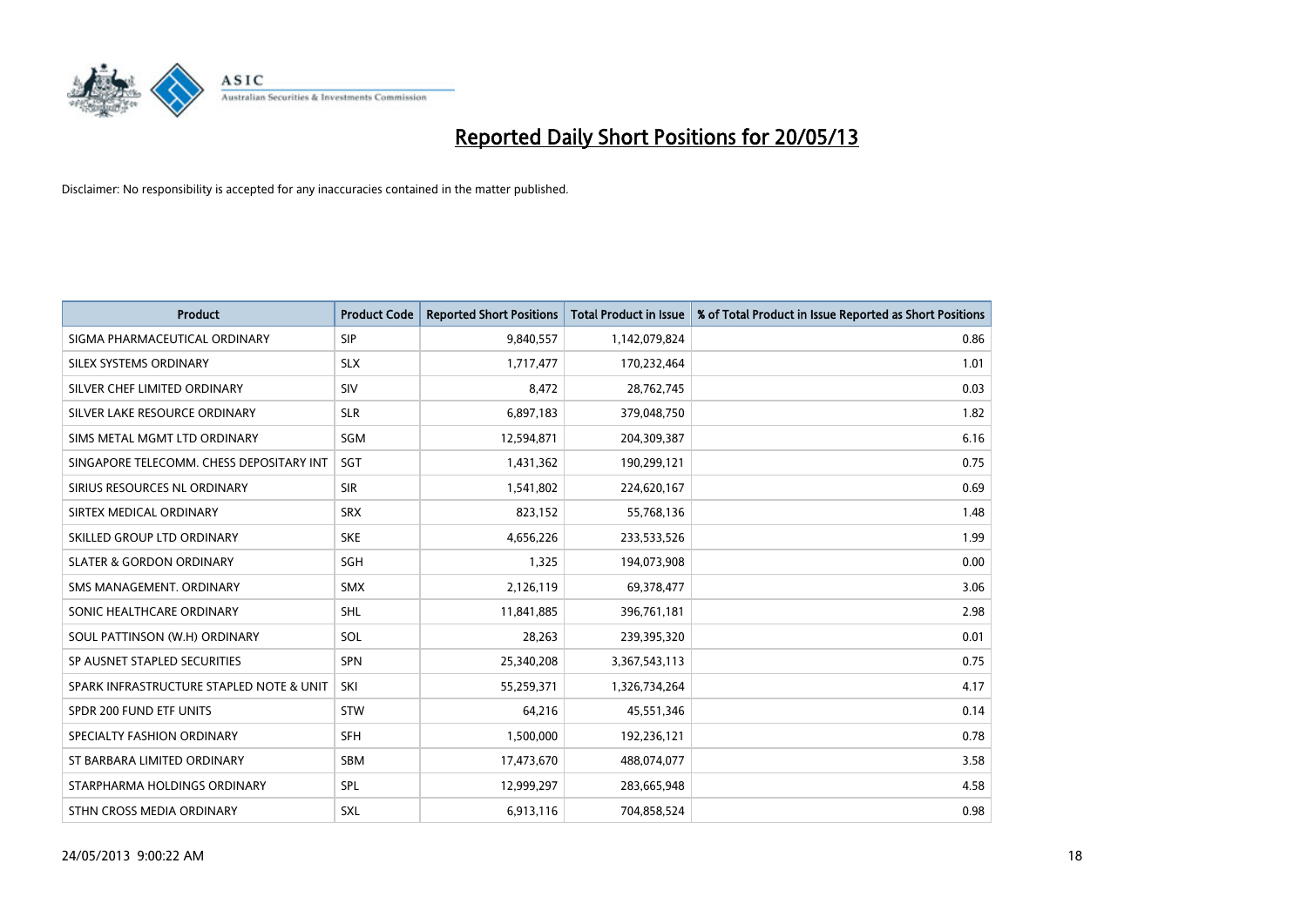# Reported Daily Short Positions for 20/05/13

Disclaimer: No responsibility is accepted for any inaccuracies contained in the matter published.

| Product | Product Code | Reported Short Positions | Total Product in Issue | % of Total Product in Issue Reported as Short Positions |
|---|---|---|---|---|
| SIGMA PHARMACEUTICAL ORDINARY | SIP | 9,840,557 | 1,142,079,824 | 0.86 |
| SILEX SYSTEMS ORDINARY | SLX | 1,717,477 | 170,232,464 | 1.01 |
| SILVER CHEF LIMITED ORDINARY | SIV | 8,472 | 28,762,745 | 0.03 |
| SILVER LAKE RESOURCE ORDINARY | SLR | 6,897,183 | 379,048,750 | 1.82 |
| SIMS METAL MGMT LTD ORDINARY | SGM | 12,594,871 | 204,309,387 | 6.16 |
| SINGAPORE TELECOMM. CHESS DEPOSITARY INT | SGT | 1,431,362 | 190,299,121 | 0.75 |
| SIRIUS RESOURCES NL ORDINARY | SIR | 1,541,802 | 224,620,167 | 0.69 |
| SIRTEX MEDICAL ORDINARY | SRX | 823,152 | 55,768,136 | 1.48 |
| SKILLED GROUP LTD ORDINARY | SKE | 4,656,226 | 233,533,526 | 1.99 |
| SLATER & GORDON ORDINARY | SGH | 1,325 | 194,073,908 | 0.00 |
| SMS MANAGEMENT. ORDINARY | SMX | 2,126,119 | 69,378,477 | 3.06 |
| SONIC HEALTHCARE ORDINARY | SHL | 11,841,885 | 396,761,181 | 2.98 |
| SOUL PATTINSON (W.H) ORDINARY | SOL | 28,263 | 239,395,320 | 0.01 |
| SP AUSNET STAPLED SECURITIES | SPN | 25,340,208 | 3,367,543,113 | 0.75 |
| SPARK INFRASTRUCTURE STAPLED NOTE & UNIT | SKI | 55,259,371 | 1,326,734,264 | 4.17 |
| SPDR 200 FUND ETF UNITS | STW | 64,216 | 45,551,346 | 0.14 |
| SPECIALTY FASHION ORDINARY | SFH | 1,500,000 | 192,236,121 | 0.78 |
| ST BARBARA LIMITED ORDINARY | SBM | 17,473,670 | 488,074,077 | 3.58 |
| STARPHARMA HOLDINGS ORDINARY | SPL | 12,999,297 | 283,665,948 | 4.58 |
| STHN CROSS MEDIA ORDINARY | SXL | 6,913,116 | 704,858,524 | 0.98 |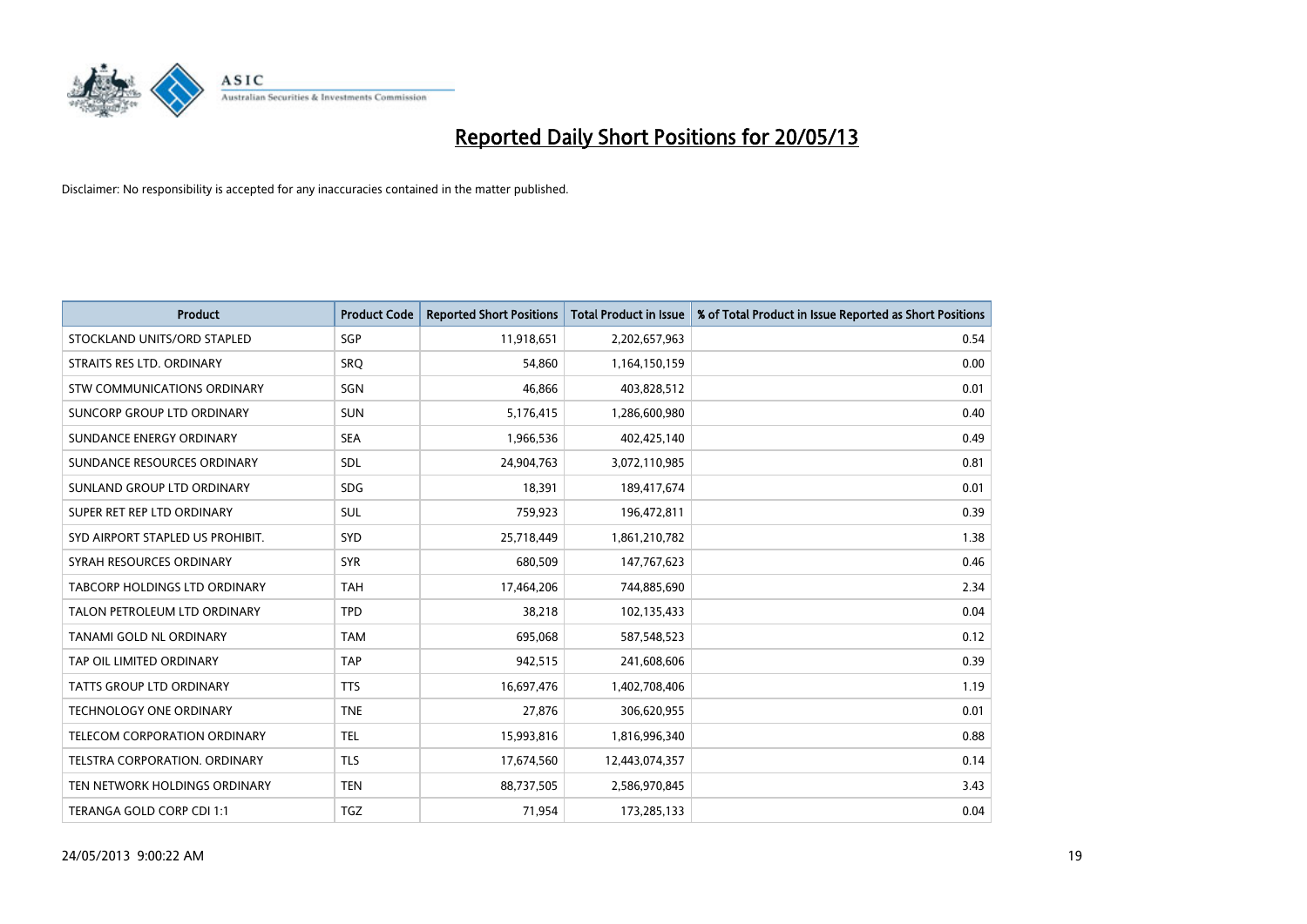# Reported Daily Short Positions for 20/05/13

Disclaimer: No responsibility is accepted for any inaccuracies contained in the matter published.

| Product | Product Code | Reported Short Positions | Total Product in Issue | % of Total Product in Issue Reported as Short Positions |
|---|---|---|---|---|
| STOCKLAND UNITS/ORD STAPLED | SGP | 11,918,651 | 2,202,657,963 | 0.54 |
| STRAITS RES LTD. ORDINARY | SRQ | 54,860 | 1,164,150,159 | 0.00 |
| STW COMMUNICATIONS ORDINARY | SGN | 46,866 | 403,828,512 | 0.01 |
| SUNCORP GROUP LTD ORDINARY | SUN | 5,176,415 | 1,286,600,980 | 0.40 |
| SUNDANCE ENERGY ORDINARY | SEA | 1,966,536 | 402,425,140 | 0.49 |
| SUNDANCE RESOURCES ORDINARY | SDL | 24,904,763 | 3,072,110,985 | 0.81 |
| SUNLAND GROUP LTD ORDINARY | SDG | 18,391 | 189,417,674 | 0.01 |
| SUPER RET REP LTD ORDINARY | SUL | 759,923 | 196,472,811 | 0.39 |
| SYD AIRPORT STAPLED US PROHIBIT. | SYD | 25,718,449 | 1,861,210,782 | 1.38 |
| SYRAH RESOURCES ORDINARY | SYR | 680,509 | 147,767,623 | 0.46 |
| TABCORP HOLDINGS LTD ORDINARY | TAH | 17,464,206 | 744,885,690 | 2.34 |
| TALON PETROLEUM LTD ORDINARY | TPD | 38,218 | 102,135,433 | 0.04 |
| TANAMI GOLD NL ORDINARY | TAM | 695,068 | 587,548,523 | 0.12 |
| TAP OIL LIMITED ORDINARY | TAP | 942,515 | 241,608,606 | 0.39 |
| TATTS GROUP LTD ORDINARY | TTS | 16,697,476 | 1,402,708,406 | 1.19 |
| TECHNOLOGY ONE ORDINARY | TNE | 27,876 | 306,620,955 | 0.01 |
| TELECOM CORPORATION ORDINARY | TEL | 15,993,816 | 1,816,996,340 | 0.88 |
| TELSTRA CORPORATION. ORDINARY | TLS | 17,674,560 | 12,443,074,357 | 0.14 |
| TEN NETWORK HOLDINGS ORDINARY | TEN | 88,737,505 | 2,586,970,845 | 3.43 |
| TERANGA GOLD CORP CDI 1:1 | TGZ | 71,954 | 173,285,133 | 0.04 |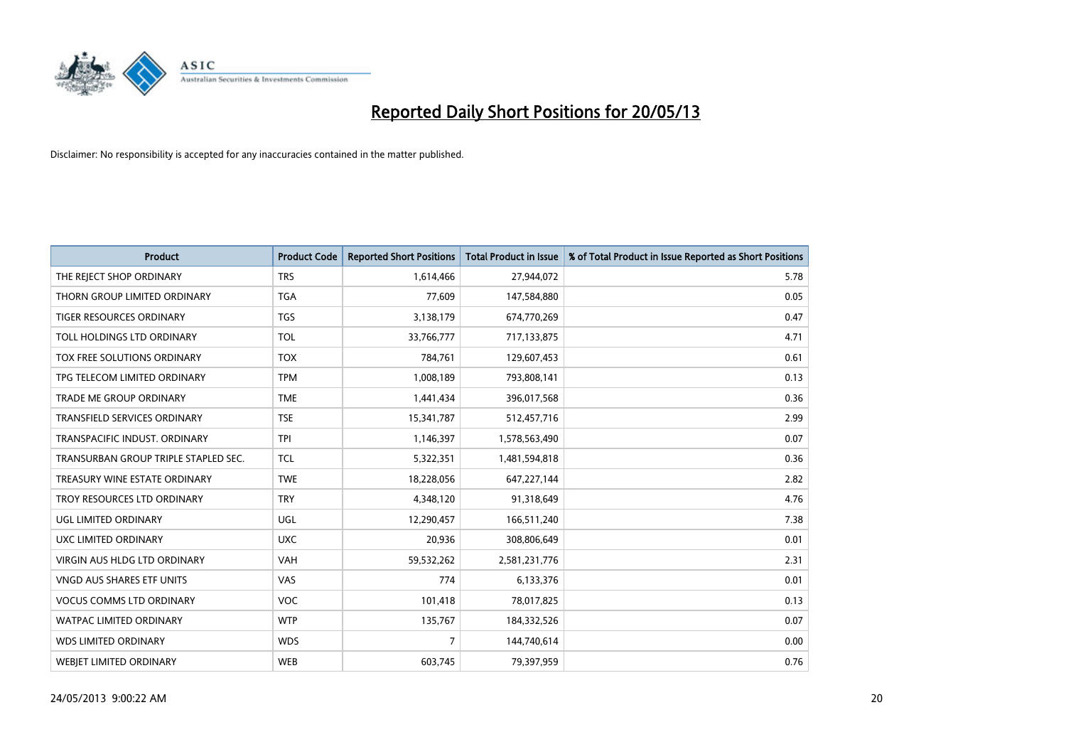# Reported Daily Short Positions for 20/05/13

Disclaimer: No responsibility is accepted for any inaccuracies contained in the matter published.

| Product | Product Code | Reported Short Positions | Total Product in Issue | % of Total Product in Issue Reported as Short Positions |
|---|---|---|---|---|
| THE REJECT SHOP ORDINARY | TRS | 1,614,466 | 27,944,072 | 5.78 |
| THORN GROUP LIMITED ORDINARY | TGA | 77,609 | 147,584,880 | 0.05 |
| TIGER RESOURCES ORDINARY | TGS | 3,138,179 | 674,770,269 | 0.47 |
| TOLL HOLDINGS LTD ORDINARY | TOL | 33,766,777 | 717,133,875 | 4.71 |
| TOX FREE SOLUTIONS ORDINARY | TOX | 784,761 | 129,607,453 | 0.61 |
| TPG TELECOM LIMITED ORDINARY | TPM | 1,008,189 | 793,808,141 | 0.13 |
| TRADE ME GROUP ORDINARY | TME | 1,441,434 | 396,017,568 | 0.36 |
| TRANSFIELD SERVICES ORDINARY | TSE | 15,341,787 | 512,457,716 | 2.99 |
| TRANSPACIFIC INDUST. ORDINARY | TPI | 1,146,397 | 1,578,563,490 | 0.07 |
| TRANSURBAN GROUP TRIPLE STAPLED SEC. | TCL | 5,322,351 | 1,481,594,818 | 0.36 |
| TREASURY WINE ESTATE ORDINARY | TWE | 18,228,056 | 647,227,144 | 2.82 |
| TROY RESOURCES LTD ORDINARY | TRY | 4,348,120 | 91,318,649 | 4.76 |
| UGL LIMITED ORDINARY | UGL | 12,290,457 | 166,511,240 | 7.38 |
| UXC LIMITED ORDINARY | UXC | 20,936 | 308,806,649 | 0.01 |
| VIRGIN AUS HLDG LTD ORDINARY | VAH | 59,532,262 | 2,581,231,776 | 2.31 |
| VNGD AUS SHARES ETF UNITS | VAS | 774 | 6,133,376 | 0.01 |
| VOCUS COMMS LTD ORDINARY | VOC | 101,418 | 78,017,825 | 0.13 |
| WATPAC LIMITED ORDINARY | WTP | 135,767 | 184,332,526 | 0.07 |
| WDS LIMITED ORDINARY | WDS | 7 | 144,740,614 | 0.00 |
| WEBJET LIMITED ORDINARY | WEB | 603,745 | 79,397,959 | 0.76 |

24/05/2013 9:00:22 AM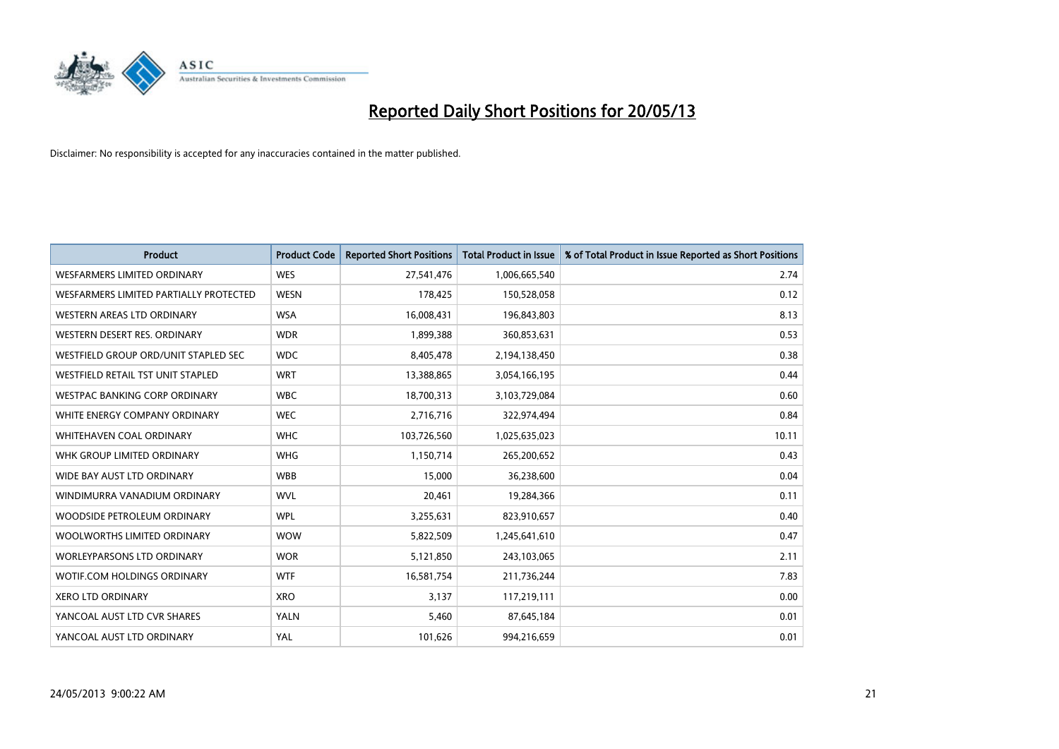# Reported Daily Short Positions for 20/05/13

Disclaimer: No responsibility is accepted for any inaccuracies contained in the matter published.

| Product | Product Code | Reported Short Positions | Total Product in Issue | % of Total Product in Issue Reported as Short Positions |
|---|---|---|---|---|
| WESFARMERS LIMITED ORDINARY | WES | 27,541,476 | 1,006,665,540 | 2.74 |
| WESFARMERS LIMITED PARTIALLY PROTECTED | WESN | 178,425 | 150,528,058 | 0.12 |
| WESTERN AREAS LTD ORDINARY | WSA | 16,008,431 | 196,843,803 | 8.13 |
| WESTERN DESERT RES. ORDINARY | WDR | 1,899,388 | 360,853,631 | 0.53 |
| WESTFIELD GROUP ORD/UNIT STAPLED SEC | WDC | 8,405,478 | 2,194,138,450 | 0.38 |
| WESTFIELD RETAIL TST UNIT STAPLED | WRT | 13,388,865 | 3,054,166,195 | 0.44 |
| WESTPAC BANKING CORP ORDINARY | WBC | 18,700,313 | 3,103,729,084 | 0.60 |
| WHITE ENERGY COMPANY ORDINARY | WEC | 2,716,716 | 322,974,494 | 0.84 |
| WHITEHAVEN COAL ORDINARY | WHC | 103,726,560 | 1,025,635,023 | 10.11 |
| WHK GROUP LIMITED ORDINARY | WHG | 1,150,714 | 265,200,652 | 0.43 |
| WIDE BAY AUST LTD ORDINARY | WBB | 15,000 | 36,238,600 | 0.04 |
| WINDIMURRA VANADIUM ORDINARY | WVL | 20,461 | 19,284,366 | 0.11 |
| WOODSIDE PETROLEUM ORDINARY | WPL | 3,255,631 | 823,910,657 | 0.40 |
| WOOLWORTHS LIMITED ORDINARY | WOW | 5,822,509 | 1,245,641,610 | 0.47 |
| WORLEYPARSONS LTD ORDINARY | WOR | 5,121,850 | 243,103,065 | 2.11 |
| WOTIF.COM HOLDINGS ORDINARY | WTF | 16,581,754 | 211,736,244 | 7.83 |
| XERO LTD ORDINARY | XRO | 3,137 | 117,219,111 | 0.00 |
| YANCOAL AUST LTD CVR SHARES | YALN | 5,460 | 87,645,184 | 0.01 |
| YANCOAL AUST LTD ORDINARY | YAL | 101,626 | 994,216,659 | 0.01 |

24/05/2013 9:00:22 AM